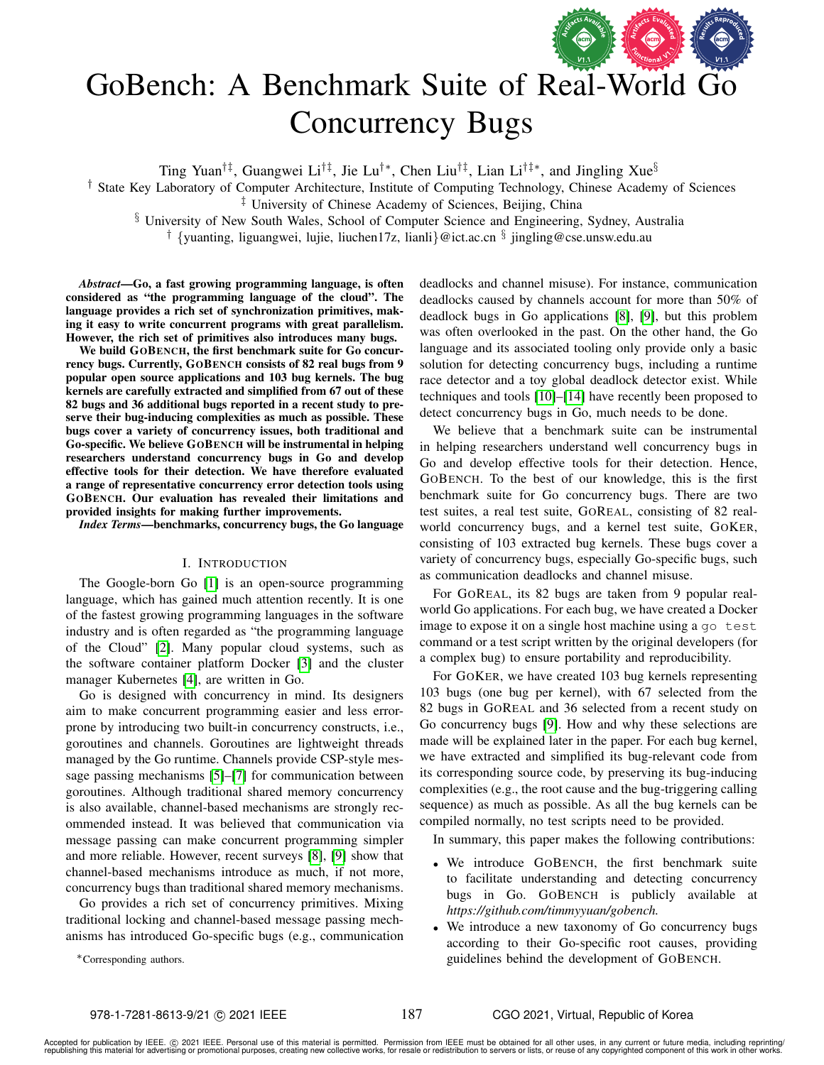# GoBench: A Benchmark Suite of Real-World Go Concurrency Bugs

Ting Yuan[†‡], Guangwei Li[†‡], Jie Lu[†*], Chen Liu[†‡], Lian Li[†‡*], and Jingling Xue[§]

[†] State Key Laboratory of Computer Architecture, Institute of Computing Technology, Chinese Academy of Sciences
[‡] University of Chinese Academy of Sciences, Beijing, China
[§] University of New South Wales, School of Computer Science and Engineering, Sydney, Australia
[†] {yuanting, liguangwei, lujie, liuchen17z, lianli}@ict.ac.cn [§] jingling@cse.unsw.edu.au

***Abstract*—Go, a fast growing programming language, is often considered as "the programming language of the cloud". The language provides a rich set of synchronization primitives, making it easy to write concurrent programs with great parallelism. However, the rich set of primitives also introduces many bugs.**

**We build GoBench, the first benchmark suite for Go concurrency bugs. Currently, GoBench consists of 82 real bugs from 9 popular open source applications and 103 bug kernels. The bug kernels are carefully extracted and simplified from 67 out of these 82 bugs and 36 additional bugs reported in a recent study to preserve their bug-inducing complexities as much as possible. These bugs cover a variety of concurrency issues, both traditional and Go-specific. We believe GoBench will be instrumental in helping researchers understand concurrency bugs in Go and develop effective tools for their detection. We have therefore evaluated a range of representative concurrency error detection tools using GoBench. Our evaluation has revealed their limitations and provided insights for making further improvements.**

***Index Terms*—benchmarks, concurrency bugs, the Go language**

## I. Introduction

The Google-born Go [1] is an open-source programming language, which has gained much attention recently. It is one of the fastest growing programming languages in the software industry and is often regarded as "the programming language of the Cloud" [2]. Many popular cloud systems, such as the software container platform Docker [3] and the cluster manager Kubernetes [4], are written in Go.

Go is designed with concurrency in mind. Its designers aim to make concurrent programming easier and less error-prone by introducing two built-in concurrency constructs, i.e., goroutines and channels. Goroutines are lightweight threads managed by the Go runtime. Channels provide CSP-style message passing mechanisms [5]–[7] for communication between goroutines. Although traditional shared memory concurrency is also available, channel-based mechanisms are strongly recommended instead. It was believed that communication via message passing can make concurrent programming simpler and more reliable. However, recent surveys [8], [9] show that channel-based mechanisms introduce as much, if not more, concurrency bugs than traditional shared memory mechanisms.

Go provides a rich set of concurrency primitives. Mixing traditional locking and channel-based message passing mechanisms has introduced Go-specific bugs (e.g., communication deadlocks and channel misuse). For instance, communication deadlocks caused by channels account for more than 50% of deadlock bugs in Go applications [8], [9], but this problem was often overlooked in the past. On the other hand, the Go language and its associated tooling only provide only a basic solution for detecting concurrency bugs, including a runtime race detector and a toy global deadlock detector exist. While techniques and tools [10]–[14] have recently been proposed to detect concurrency bugs in Go, much needs to be done.

We believe that a benchmark suite can be instrumental in helping researchers understand well concurrency bugs in Go and develop effective tools for their detection. Hence, GoBench. To the best of our knowledge, this is the first benchmark suite for Go concurrency bugs. There are two test suites, a real test suite, GoReal, consisting of 82 real-world concurrency bugs, and a kernel test suite, GoKer, consisting of 103 extracted bug kernels. These bugs cover a variety of concurrency bugs, especially Go-specific bugs, such as communication deadlocks and channel misuse.

For GoReal, its 82 bugs are taken from 9 popular real-world Go applications. For each bug, we have created a Docker image to expose it on a single host machine using a `go test` command or a test script written by the original developers (for a complex bug) to ensure portability and reproducibility.

For GoKer, we have created 103 bug kernels representing 103 bugs (one bug per kernel), with 67 selected from the 82 bugs in GoReal and 36 selected from a recent study on Go concurrency bugs [9]. How and why these selections are made will be explained later in the paper. For each bug kernel, we have extracted and simplified its bug-relevant code from its corresponding source code, by preserving its bug-inducing complexities (e.g., the root cause and the bug-triggering calling sequence) as much as possible. As all the bug kernels can be compiled normally, no test scripts need to be provided.

In summary, this paper makes the following contributions:

- We introduce GoBench, the first benchmark suite to facilitate understanding and detecting concurrency bugs in Go. GoBench is publicly available at *https://github.com/timmyyuan/gobench.*
- We introduce a new taxonomy of Go concurrency bugs according to their Go-specific root causes, providing guidelines behind the development of GoBench.

*Corresponding authors.

978-1-7281-8613-9/21 © 2021 IEEE

Accepted for publication by IEEE. © 2021 IEEE. Personal use of this material is permitted. Permission from IEEE must be obtained for all other uses, in any current or future media, including reprinting/republishing this material for advertising or promotional purposes, creating new collective works, for resale or redistribution to servers or lists, or reuse of any copyrighted component of this work in other works.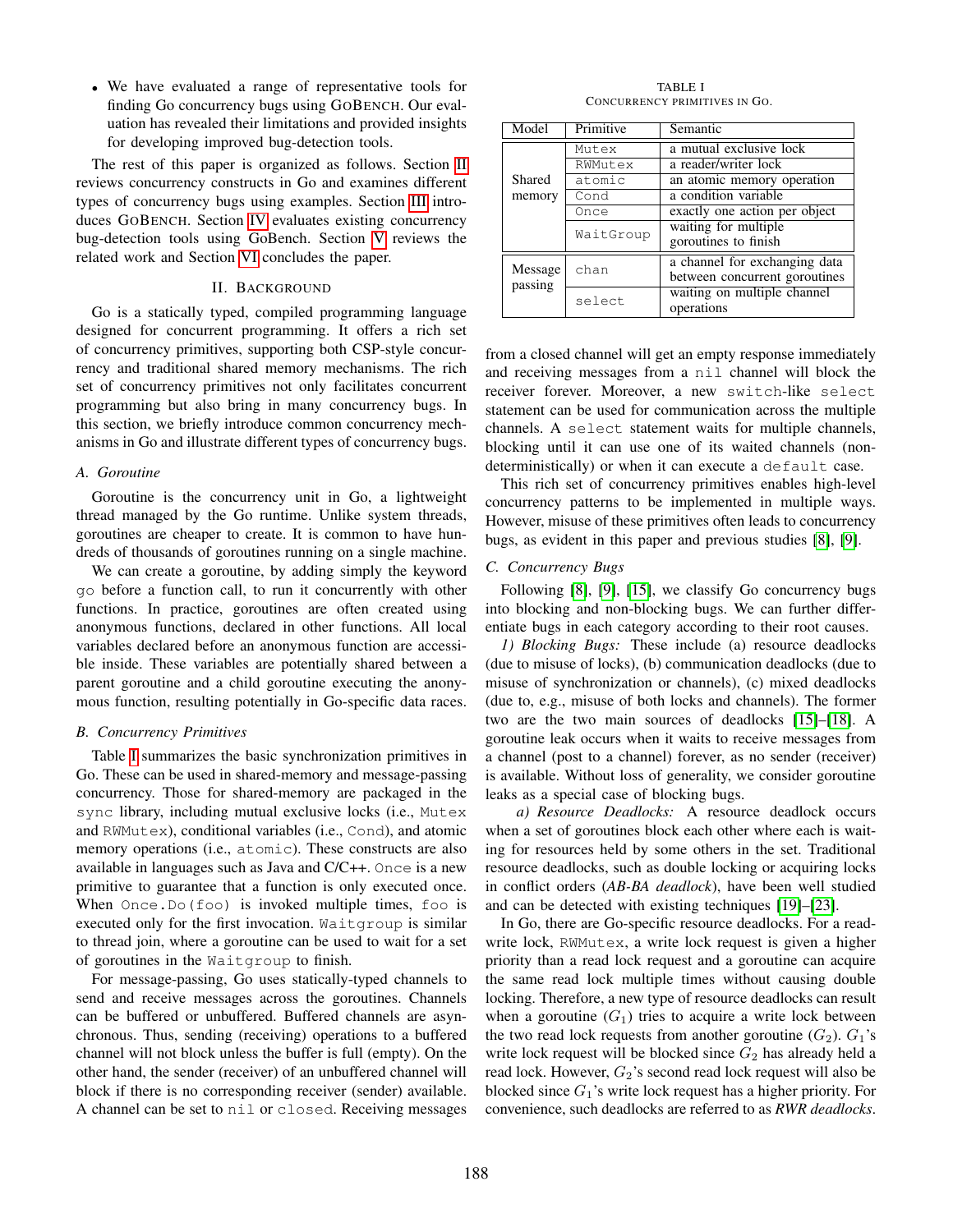- We have evaluated a range of representative tools for finding Go concurrency bugs using GoBench. Our evaluation has revealed their limitations and provided insights for developing improved bug-detection tools.

The rest of this paper is organized as follows. Section II reviews concurrency constructs in Go and examines different types of concurrency bugs using examples. Section III introduces GoBench. Section IV evaluates existing concurrency bug-detection tools using GoBench. Section V reviews the related work and Section VI concludes the paper.

## II. Background

Go is a statically typed, compiled programming language designed for concurrent programming. It offers a rich set of concurrency primitives, supporting both CSP-style concurrency and traditional shared memory mechanisms. The rich set of concurrency primitives not only facilitates concurrent programming but also bring in many concurrency bugs. In this section, we briefly introduce common concurrency mechanisms in Go and illustrate different types of concurrency bugs.

### A. Goroutine

Goroutine is the concurrency unit in Go, a lightweight thread managed by the Go runtime. Unlike system threads, goroutines are cheaper to create. It is common to have hundreds of thousands of goroutines running on a single machine.

We can create a goroutine, by adding simply the keyword `go` before a function call, to run it concurrently with other functions. In practice, goroutines are often created using anonymous functions, declared in other functions. All local variables declared before an anonymous function are accessible inside. These variables are potentially shared between a parent goroutine and a child goroutine executing the anonymous function, resulting potentially in Go-specific data races.

### B. Concurrency Primitives

Table I summarizes the basic synchronization primitives in Go. These can be used in shared-memory and message-passing concurrency. Those for shared-memory are packaged in the `sync` library, including mutual exclusive locks (i.e., `Mutex` and `RWMutex`), conditional variables (i.e., `Cond`), and atomic memory operations (i.e., `atomic`). These constructs are also available in languages such as Java and C/C++. `Once` is a new primitive to guarantee that a function is only executed once. When `Once.Do(foo)` is invoked multiple times, `foo` is executed only for the first invocation. `Waitgroup` is similar to thread join, where a goroutine can be used to wait for a set of goroutines in the `Waitgroup` to finish.

For message-passing, Go uses statically-typed channels to send and receive messages across the goroutines. Channels can be buffered or unbuffered. Buffered channels are asynchronous. Thus, sending (receiving) operations to a buffered channel will not block unless the buffer is full (empty). On the other hand, the sender (receiver) of an unbuffered channel will block if there is no corresponding receiver (sender) available. A channel can be set to `nil` or `closed`. Receiving messages from a closed channel will get an empty response immediately and receiving messages from a `nil` channel will block the receiver forever. Moreover, a new `switch`-like `select` statement can be used for communication across the multiple channels. A `select` statement waits for multiple channels, blocking until it can use one of its waited channels (non-deterministically) or when it can execute a `default` case.

TABLE I
Concurrency primitives in Go.

| Model | Primitive | Semantic |
|---|---|---|
| Shared memory | `Mutex` | a mutual exclusive lock |
| | `RWMutex` | a reader/writer lock |
| | `atomic` | an atomic memory operation |
| | `Cond` | a condition variable |
| | `Once` | exactly one action per object |
| | `WaitGroup` | waiting for multiple goroutines to finish |
| Message passing | `chan` | a channel for exchanging data between concurrent goroutines |
| | `select` | waiting on multiple channel operations |

This rich set of concurrency primitives enables high-level concurrency patterns to be implemented in multiple ways. However, misuse of these primitives often leads to concurrency bugs, as evident in this paper and previous studies [8], [9].

### C. Concurrency Bugs

Following [8], [9], [15], we classify Go concurrency bugs into blocking and non-blocking bugs. We can further differentiate bugs in each category according to their root causes.

*1) Blocking Bugs:* These include (a) resource deadlocks (due to misuse of locks), (b) communication deadlocks (due to misuse of synchronization or channels), (c) mixed deadlocks (due to, e.g., misuse of both locks and channels). The former two are the two main sources of deadlocks [15]–[18]. A goroutine leak occurs when it waits to receive messages from a channel (post to a channel) forever, as no sender (receiver) is available. Without loss of generality, we consider goroutine leaks as a special case of blocking bugs.

*a) Resource Deadlocks:* A resource deadlock occurs when a set of goroutines block each other where each is waiting for resources held by some others in the set. Traditional resource deadlocks, such as double locking or acquiring locks in conflict orders (*AB-BA deadlock*), have been well studied and can be detected with existing techniques [19]–[23].

In Go, there are Go-specific resource deadlocks. For a read-write lock, `RWMutex`, a write lock request is given a higher priority than a read lock request and a goroutine can acquire the same read lock multiple times without causing double locking. Therefore, a new type of resource deadlocks can result when a goroutine ($G_1$) tries to acquire a write lock between the two read lock requests from another goroutine ($G_2$). $G_1$'s write lock request will be blocked since $G_2$ has already held a read lock. However, $G_2$'s second read lock request will also be blocked since $G_1$'s write lock request has a higher priority. For convenience, such deadlocks are referred to as *RWR deadlocks*.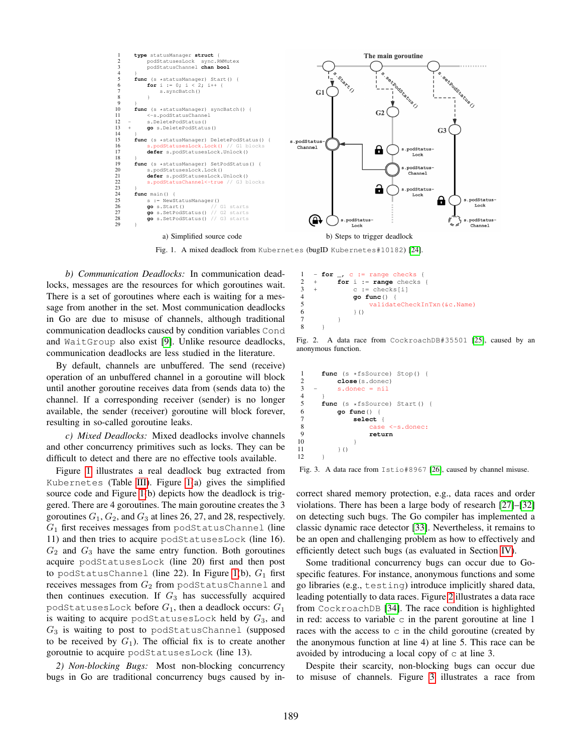```
1      type statusManager struct {
2          podStatusesLock   sync.RWMutex
3          podStatusChannel chan bool
4      }
5      func (s *statusManager) Start() {
6          for i := 0; i < 2; i++ {
7              s.syncBatch()
8          }
9      }
10     func (s *statusManager) syncBatch() {
11         <-s.podStatusChannel
12 -       s.DeletePodStatus()
13 +       go s.DeletePodStatus()
14     }
15     func (s *statusManager) DeletePodStatus() {
16         s.podStatusesLock.Lock()  // G1 blocks
17         defer s.podStatusesLock.Unlock()
18     }
19     func (s *statusManager) SetPodStatus() {
20         s.podStatusesLock.Lock()
21         defer s.podStatusesLock.Unlock()
22         s.podStatusChannel<-true  // G3 blocks
23     }
24     func main() {
25         s := NewStatusManager()
26         go s.Start()          // G1 starts
27         go s.SetPodStatus()   // G2 starts
28         go s.SetPodStatus()   // G3 starts
29     }
```

a) Simplified source code

b) Steps to trigger deadlock

Fig. 1. A mixed deadlock from Kubernetes (bugID Kubernetes#10182) [24].

*b) Communication Deadlocks:* In communication deadlocks, messages are the resources for which goroutines wait. There is a set of goroutines where each is waiting for a message from another in the set. Most communication deadlocks in Go are due to misuse of channels, although traditional communication deadlocks caused by condition variables Cond and WaitGroup also exist [9]. Unlike resource deadlocks, communication deadlocks are less studied in the literature.

By default, channels are unbuffered. The send (receive) operation of an unbuffered channel in a goroutine will block until another goroutine receives data from (sends data to) the channel. If a corresponding receiver (sender) is no longer available, the sender (receiver) goroutine will block forever, resulting in so-called goroutine leaks.

*c) Mixed Deadlocks:* Mixed deadlocks involve channels and other concurrency primitives such as locks. They can be difficult to detect and there are no effective tools available.

Figure 1 illustrates a real deadlock bug extracted from Kubernetes (Table III). Figure 1(a) gives the simplified source code and Figure 1(b) depicts how the deadlock is triggered. There are 4 goroutines. The main goroutine creates the 3 goroutines $G_1$, $G_2$, and $G_3$ at lines 26, 27, and 28, respectively. $G_1$ first receives messages from podStatusChannel (line 11) and then tries to acquire podStatusesLock (line 16). $G_2$ and $G_3$ have the same entry function. Both goroutines acquire podStatusesLock (line 20) first and then post to podStatusChannel (line 22). In Figure 1(b), $G_1$ first receives messages from $G_2$ from podStatusChannel and then continues execution. If $G_3$ has successfully acquired podStatusesLock before $G_1$, then a deadlock occurs: $G_1$ is waiting to acquire podStatusesLock held by $G_3$, and $G_3$ is waiting to post to podStatusChannel (supposed to be received by $G_1$). The official fix is to create another goroutnie to acquire podStatusesLock (line 13).

*2) Non-blocking Bugs:* Most non-blocking concurrency bugs in Go are traditional concurrency bugs caused by incorrect shared memory protection, e.g., data races and order violations. There has been a large body of research [27]–[32] on detecting such bugs. The Go compiler has implemented a classic dynamic race detector [33]. Nevertheless, it remains to be an open and challenging problem as how to effectively and efficiently detect such bugs (as evaluated in Section IV).

```
1  - for _, c := range checks {
2  +     for i := range checks {
3  +         c := checks[i]
4            go func() {
5                validateCheckInTxn(&c.Name)
6            }()
7        }
8    }
```

Fig. 2. A data race from CockroachDB#35501 [25], caused by an anonymous function.

```
1      func (s *fsSource) Stop() {
2          close(s.donec)
3  -       s.donec = nil
4      }
5      func (s *fsSource) Start() {
6          go func() {
7              select {
8                  case <-s.donec:
9                  return
10             }
11         }()
12     }
```

Fig. 3. A data race from Istio#8967 [26], caused by channel misuse.

Some traditional concurrency bugs can occur due to Go-specific features. For instance, anonymous functions and some go libraries (e.g., testing) introduce implicitly shared data, leading potentially to data races. Figure 2 illustrates a data race from CockroachDB [34]. The race condition is highlighted in red: access to variable c in the parent goroutine at line 1 races with the access to c in the child goroutine (created by the anonymous function at line 4) at line 5. This race can be avoided by introducing a local copy of c at line 3.

Despite their scarcity, non-blocking bugs can occur due to misuse of channels. Figure 3 illustrates a race from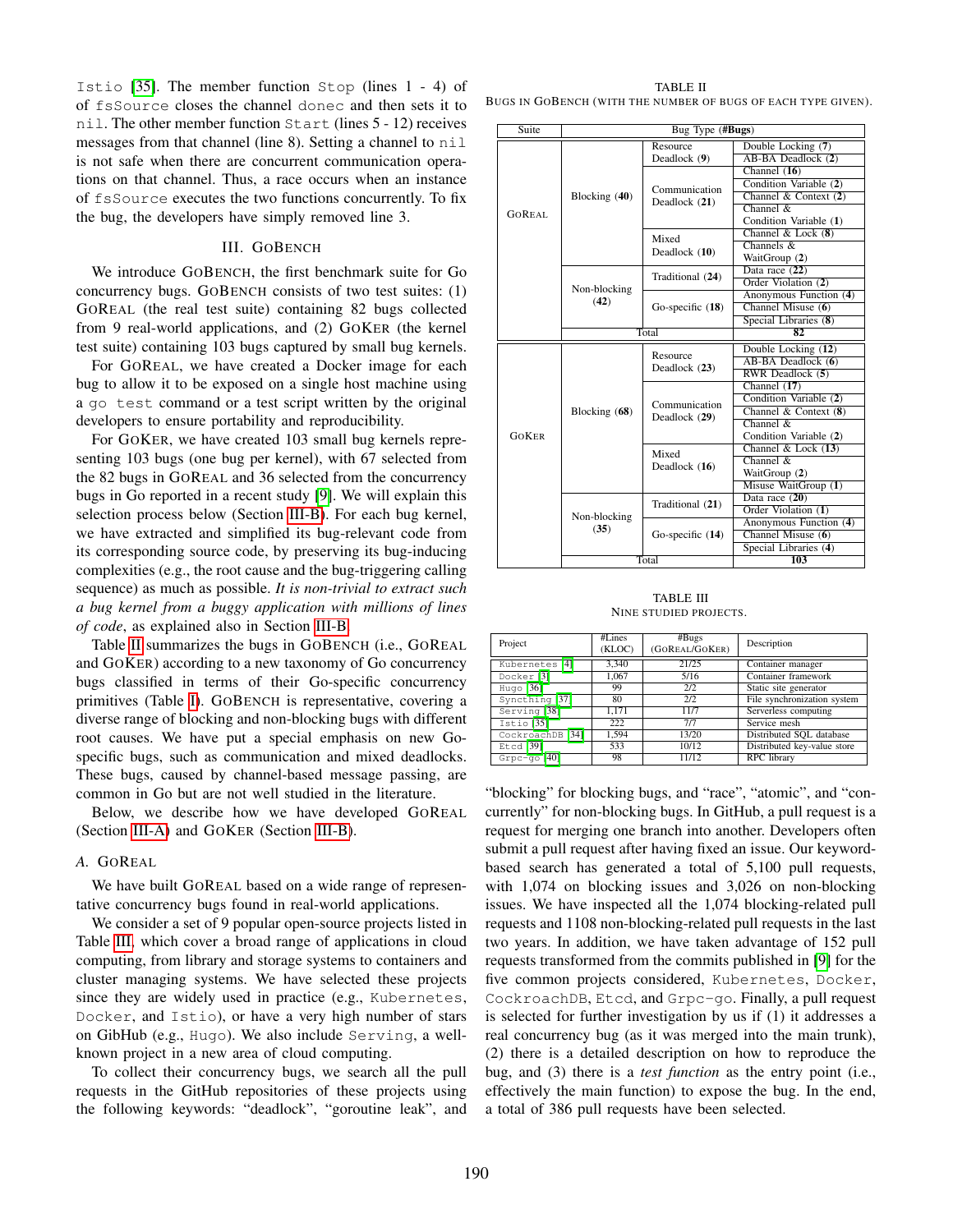Istio [35]. The member function Stop (lines 1 - 4) of of fsSource closes the channel donec and then sets it to nil. The other member function Start (lines 5 - 12) receives messages from that channel (line 8). Setting a channel to nil is not safe when there are concurrent communication operations on that channel. Thus, a race occurs when an instance of fsSource executes the two functions concurrently. To fix the bug, the developers have simply removed line 3.

## III. GoBench

We introduce GoBench, the first benchmark suite for Go concurrency bugs. GoBench consists of two test suites: (1) GoReal (the real test suite) containing 82 bugs collected from 9 real-world applications, and (2) GoKer (the kernel test suite) containing 103 bugs captured by small bug kernels.

For GoReal, we have created a Docker image for each bug to allow it to be exposed on a single host machine using a go test command or a test script written by the original developers to ensure portability and reproducibility.

For GoKer, we have created 103 small bug kernels representing 103 bugs (one bug per kernel), with 67 selected from the 82 bugs in GoReal and 36 selected from the concurrency bugs in Go reported in a recent study [9]. We will explain this selection process below (Section III-B). For each bug kernel, we have extracted and simplified its bug-relevant code from its corresponding source code, by preserving its bug-inducing complexities (e.g., the root cause and the bug-triggering calling sequence) as much as possible. *It is non-trivial to extract such a bug kernel from a buggy application with millions of lines of code*, as explained also in Section III-B.

Table II summarizes the bugs in GoBench (i.e., GoReal and GoKer) according to a new taxonomy of Go concurrency bugs classified in terms of their Go-specific concurrency primitives (Table I). GoBench is representative, covering a diverse range of blocking and non-blocking bugs with different root causes. We have put a special emphasis on new Go-specific bugs, such as communication and mixed deadlocks. These bugs, caused by channel-based message passing, are common in Go but are not well studied in the literature.

Below, we describe how we have developed GoReal (Section III-A) and GoKer (Section III-B).

### A. GoReal

We have built GoReal based on a wide range of representative concurrency bugs found in real-world applications.

We consider a set of 9 popular open-source projects listed in Table III, which cover a broad range of applications in cloud computing, from library and storage systems to containers and cluster managing systems. We have selected these projects since they are widely used in practice (e.g., Kubernetes, Docker, and Istio), or have a very high number of stars on GibHub (e.g., Hugo). We also include Serving, a well-known project in a new area of cloud computing.

To collect their concurrency bugs, we search all the pull requests in the GitHub repositories of these projects using the following keywords: "deadlock", "goroutine leak", and "blocking" for blocking bugs, and "race", "atomic", and "concurrently" for non-blocking bugs. In GitHub, a pull request is a request for merging one branch into another. Developers often submit a pull request after having fixed an issue. Our keyword-based search has generated a total of 5,100 pull requests, with 1,074 on blocking issues and 3,026 on non-blocking issues. We have inspected all the 1,074 blocking-related pull requests and 1108 non-blocking-related pull requests in the last two years. In addition, we have taken advantage of 152 pull requests transformed from the commits published in [9] for the five common projects considered, Kubernetes, Docker, CockroachDB, Etcd, and Grpc-go. Finally, a pull request is selected for further investigation by us if (1) it addresses a real concurrency bug (as it was merged into the main trunk), (2) there is a detailed description on how to reproduce the bug, and (3) there is a *test function* as the entry point (i.e., effectively the main function) to expose the bug. In the end, a total of 386 pull requests have been selected.

TABLE II
Bugs in GoBench (with the number of bugs of each type given).

| Suite | Bug Type (#Bugs) | | |
|---|---|---|---|
| GoReal | Blocking (**40**) | Resource Deadlock (**9**) | Double Locking (**7**) |
| | | | AB-BA Deadlock (**2**) |
| | | Communication Deadlock (**21**) | Channel (**16**) |
| | | | Condition Variable (**2**) |
| | | | Channel & Context (**2**) |
| | | | Channel & Condition Variable (**1**) |
| | | Mixed Deadlock (**10**) | Channel & Lock (**8**) |
| | | | Channels & WaitGroup (**2**) |
| | Non-blocking (**42**) | Traditional (**24**) | Data race (**22**) |
| | | | Order Violation (**2**) |
| | | Go-specific (**18**) | Anonymous Function (**4**) |
| | | | Channel Misuse (**6**) |
| | | | Special Libraries (**8**) |
| | Total | | **82** |
| GoKer | Blocking (**68**) | Resource Deadlock (**23**) | Double Locking (**12**) |
| | | | AB-BA Deadlock (**6**) |
| | | | RWR Deadlock (**5**) |
| | | Communication Deadlock (**29**) | Channel (**17**) |
| | | | Condition Variable (**2**) |
| | | | Channel & Context (**8**) |
| | | | Channel & Condition Variable (**2**) |
| | | Mixed Deadlock (**16**) | Channel & Lock (**13**) |
| | | | Channel & WaitGroup (**2**) |
| | | | Misuse WaitGroup (**1**) |
| | Non-blocking (**35**) | Traditional (**21**) | Data race (**20**) |
| | | | Order Violation (**1**) |
| | | Go-specific (**14**) | Anonymous Function (**4**) |
| | | | Channel Misuse (**6**) |
| | | | Special Libraries (**4**) |
| | Total | | **103** |

TABLE III
Nine studied projects.

| Project | #Lines (KLOC) | #Bugs (GoReal/GoKer) | Description |
|---|---|---|---|
| Kubernetes [4] | 3,340 | 21/25 | Container manager |
| Docker [3] | 1,067 | 5/16 | Container framework |
| Hugo [36] | 99 | 2/2 | Static site generator |
| Syncthing [37] | 80 | 2/2 | File synchronization system |
| Serving [38] | 1,171 | 11/7 | Serverless computing |
| Istio [35] | 222 | 7/7 | Service mesh |
| CockroachDB [34] | 1,594 | 13/20 | Distributed SQL database |
| Etcd [39] | 533 | 10/12 | Distributed key-value store |
| Grpc-go [40] | 98 | 11/12 | RPC library |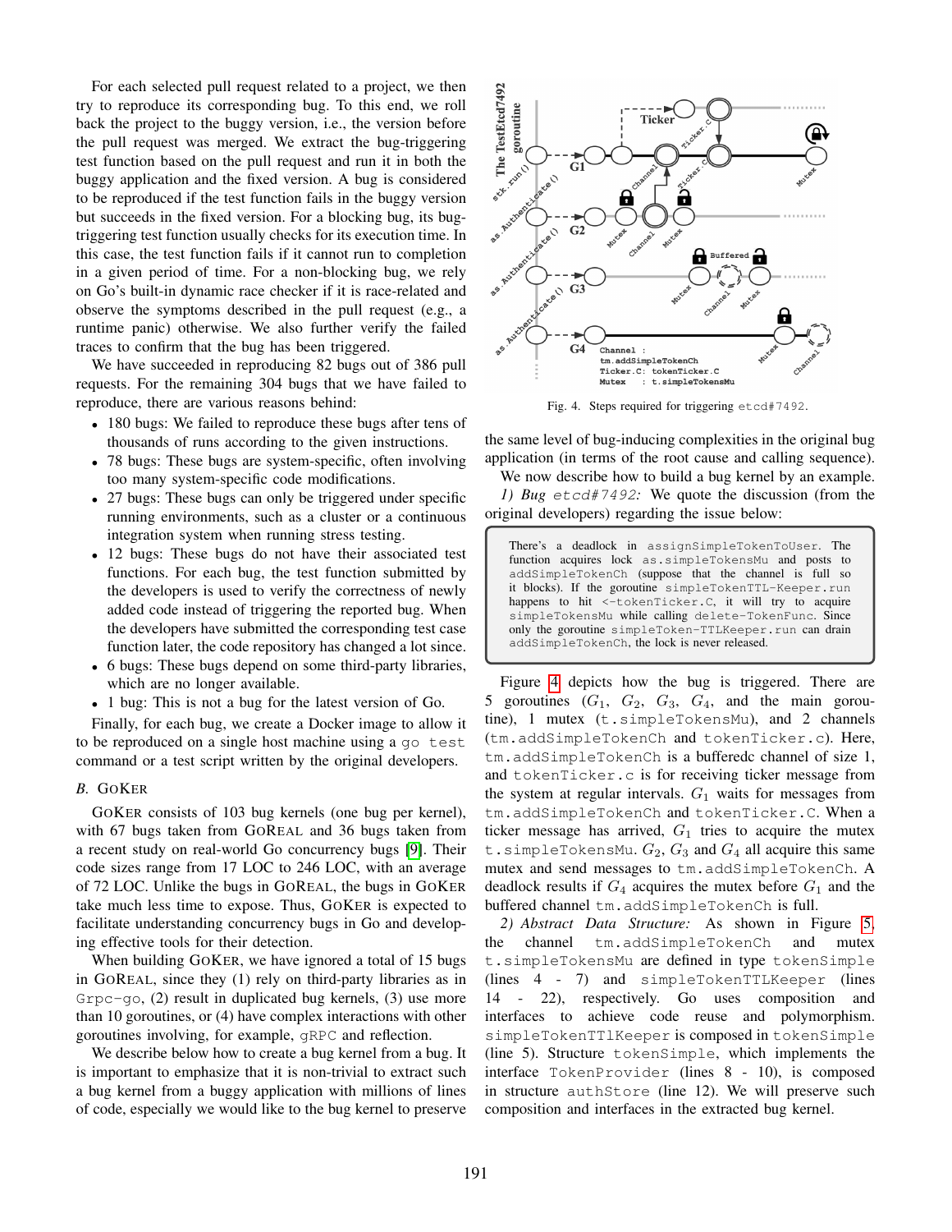For each selected pull request related to a project, we then try to reproduce its corresponding bug. To this end, we roll back the project to the buggy version, i.e., the version before the pull request was merged. We extract the bug-triggering test function based on the pull request and run it in both the buggy application and the fixed version. A bug is considered to be reproduced if the test function fails in the buggy version but succeeds in the fixed version. For a blocking bug, its bug-triggering test function usually checks for its execution time. In this case, the test function fails if it cannot run to completion in a given period of time. For a non-blocking bug, we rely on Go's built-in dynamic race checker if it is race-related and observe the symptoms described in the pull request (e.g., a runtime panic) otherwise. We also further verify the failed traces to confirm that the bug has been triggered.

We have succeeded in reproducing 82 bugs out of 386 pull requests. For the remaining 304 bugs that we have failed to reproduce, there are various reasons behind:

- 180 bugs: We failed to reproduce these bugs after tens of thousands of runs according to the given instructions.
- 78 bugs: These bugs are system-specific, often involving too many system-specific code modifications.
- 27 bugs: These bugs can only be triggered under specific running environments, such as a cluster or a continuous integration system when running stress testing.
- 12 bugs: These bugs do not have their associated test functions. For each bug, the test function submitted by the developers is used to verify the correctness of newly added code instead of triggering the reported bug. When the developers have submitted the corresponding test case function later, the code repository has changed a lot since.
- 6 bugs: These bugs depend on some third-party libraries, which are no longer available.
- 1 bug: This is not a bug for the latest version of Go.

Finally, for each bug, we create a Docker image to allow it to be reproduced on a single host machine using a `go test` command or a test script written by the original developers.

### B. GoKer

GoKer consists of 103 bug kernels (one bug per kernel), with 67 bugs taken from GoReal and 36 bugs taken from a recent study on real-world Go concurrency bugs [9]. Their code sizes range from 17 LOC to 246 LOC, with an average of 72 LOC. Unlike the bugs in GoReal, the bugs in GoKer take much less time to expose. Thus, GoKer is expected to facilitate understanding concurrency bugs in Go and developing effective tools for their detection.

When building GoKer, we have ignored a total of 15 bugs in GoReal, since they (1) rely on third-party libraries as in `Grpc-go`, (2) result in duplicated bug kernels, (3) use more than 10 goroutines, or (4) have complex interactions with other goroutines involving, for example, `gRPC` and reflection.

We describe below how to create a bug kernel from a bug. It is important to emphasize that it is non-trivial to extract such a bug kernel from a buggy application with millions of lines of code, especially we would like to the bug kernel to preserve the same level of bug-inducing complexities in the original bug application (in terms of the root cause and calling sequence).

Fig. 4. Steps required for triggering `etcd#7492`.

We now describe how to build a bug kernel by an example.

*1) Bug `etcd#7492`:* We quote the discussion (from the original developers) regarding the issue below:

> There's a deadlock in `assignSimpleTokenToUser`. The function acquires lock `as.simpleTokensMu` and posts to `addSimpleTokenCh` (suppose that the channel is full so it blocks). If the goroutine `simpleTokenTTL-Keeper.run` happens to hit `<-tokenTicker.C`, it will try to acquire `simpleTokensMu` while calling `delete-TokenFunc`. Since only the goroutine `simpleToken-TTLKeeper.run` can drain `addSimpleTokenCh`, the lock is never released.

Figure 4 depicts how the bug is triggered. There are 5 goroutines ($G_1$, $G_2$, $G_3$, $G_4$, and the main goroutine), 1 mutex (`t.simpleTokensMu`), and 2 channels (`tm.addSimpleTokenCh` and `tokenTicker.c`). Here, `tm.addSimpleTokenCh` is a bufferedc channel of size 1, and `tokenTicker.c` is for receiving ticker message from the system at regular intervals. $G_1$ waits for messages from `tm.addSimpleTokenCh` and `tokenTicker.C`. When a ticker message has arrived, $G_1$ tries to acquire the mutex `t.simpleTokensMu`. $G_2$, $G_3$ and $G_4$ all acquire this same mutex and send messages to `tm.addSimpleTokenCh`. A deadlock results if $G_4$ acquires the mutex before $G_1$ and the buffered channel `tm.addSimpleTokenCh` is full.

*2) Abstract Data Structure:* As shown in Figure 5, the channel `tm.addSimpleTokenCh` and mutex `t.simpleTokensMu` are defined in type `tokenSimple` (lines 4 - 7) and `simpleTokenTTLKeeper` (lines 14 - 22), respectively. Go uses composition and interfaces to achieve code reuse and polymorphism. `simpleTokenTTlKeeper` is composed in `tokenSimple` (line 5). Structure `tokenSimple`, which implements the interface `TokenProvider` (lines 8 - 10), is composed in structure `authStore` (line 12). We will preserve such composition and interfaces in the extracted bug kernel.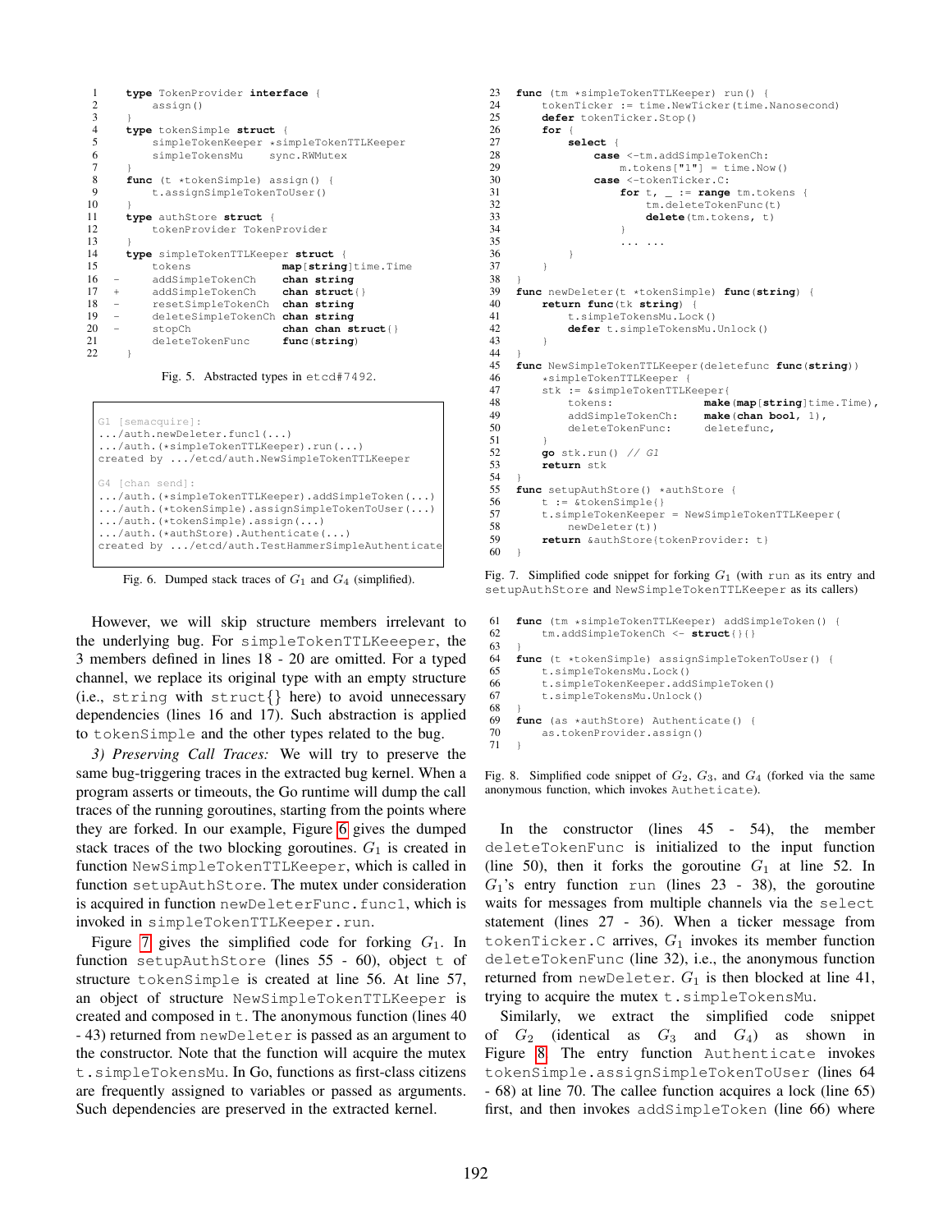```
1      type TokenProvider interface {
2          assign()
3      }
4      type tokenSimple struct {
5          simpleTokenKeeper *simpleTokenTTLKeeper
6          simpleTokensMu    sync.RWMutex
7      }
8      func (t *tokenSimple) assign() {
9          t.assignSimpleTokenToUser()
10     }
11     type authStore struct {
12         tokenProvider TokenProvider
13     }
14     type simpleTokenTTLKeeper struct {
15         tokens              map[string]time.Time
16  -      addSimpleTokenCh    chan string
17  +      addSimpleTokenCh    chan struct{}
18  -      resetSimpleTokenCh  chan string
19  -      deleteSimpleTokenCh chan string
20  -      stopCh              chan chan struct{}
21         deleteTokenFunc     func(string)
22     }
```

Fig. 5. Abstracted types in etcd#7492.

```
G1 [semacquire]:
.../auth.newDeleter.func1(...)
.../auth.(*simpleTokenTTLKeeper).run(...)
created by .../etcd/auth.NewSimpleTokenTTLKeeper

G4 [chan send]:
.../auth.(*simpleTokenTTLKeeper).addSimpleToken(...)
.../auth.(*tokenSimple).assignSimpleTokenToUser(...)
.../auth.(*tokenSimple).assign(...)
.../auth.(*authStore).Authenticate(...)
created by .../etcd/auth.TestHammerSimpleAuthenticate
```

Fig. 6. Dumped stack traces of $G_1$ and $G_4$ (simplified).

However, we will skip structure members irrelevant to the underlying bug. For simpleTokenTTLKeeeper, the 3 members defined in lines 18 - 20 are omitted. For a typed channel, we replace its original type with an empty structure (i.e., string with struct{} here) to avoid unnecessary dependencies (lines 16 and 17). Such abstraction is applied to tokenSimple and the other types related to the bug.

*3) Preserving Call Traces:* We will try to preserve the same bug-triggering traces in the extracted bug kernel. When a program asserts or timeouts, the Go runtime will dump the call traces of the running goroutines, starting from the points where they are forked. In our example, Figure 6 gives the dumped stack traces of the two blocking goroutines. $G_1$ is created in function NewSimpleTokenTTLKeeper, which is called in function setupAuthStore. The mutex under consideration is acquired in function newDeleterFunc.func1, which is invoked in simpleTokenTTLKeeper.run.

Figure 7 gives the simplified code for forking $G_1$. In function setupAuthStore (lines 55 - 60), object t of structure tokenSimple is created at line 56. At line 57, an object of structure NewSimpleTokenTTLKeeper is created and composed in t. The anonymous function (lines 40 - 43) returned from newDeleter is passed as an argument to the constructor. Note that the function will acquire the mutex t.simpleTokensMu. In Go, functions as first-class citizens are frequently assigned to variables or passed as arguments. Such dependencies are preserved in the extracted kernel.

```
23  func (tm *simpleTokenTTLKeeper) run() {
24      tokenTicker := time.NewTicker(time.Nanosecond)
25      defer tokenTicker.Stop()
26      for {
27          select {
28              case <-tm.addSimpleTokenCh:
29                  m.tokens["1"] = time.Now()
30              case <-tokenTicker.C:
31                  for t, _ := range tm.tokens {
32                      tm.deleteTokenFunc(t)
33                      delete(tm.tokens, t)
34                  }
35                  ... ...
36          }
37      }
38  }
39  func newDeleter(t *tokenSimple) func(string) {
40      return func(tk string) {
41          t.simpleTokensMu.Lock()
42          defer t.simpleTokensMu.Unlock()
43      }
44  }
45  func NewSimpleTokenTTLKeeper(deletefunc func(string))
46      *simpleTokenTTLKeeper {
47      stk := &simpleTokenTTLKeeper{
48          tokens:             make(map[string]time.Time),
49          addSimpleTokenCh:   make(chan bool, 1),
50          deleteTokenFunc:    deletefunc,
51      }
52      go stk.run() // G1
53      return stk
54  }
55  func setupAuthStore() *authStore {
56      t := &tokenSimple{}
57      t.simpleTokenKeeper = NewSimpleTokenTTLKeeper(
58          newDeleter(t))
59      return &authStore{tokenProvider: t}
60  }
```

Fig. 7. Simplified code snippet for forking $G_1$ (with run as its entry and setupAuthStore and NewSimpleTokenTTLKeeper as its callers)

```
61  func (tm *simpleTokenTTLKeeper) addSimpleToken() {
62      tm.addSimpleTokenCh <- struct{}{}
63  }
64  func (t *tokenSimple) assignSimpleTokenToUser() {
65      t.simpleTokensMu.Lock()
66      t.simpleTokenKeeper.addSimpleToken()
67      t.simpleTokensMu.Unlock()
68  }
69  func (as *authStore) Authenticate() {
70      as.tokenProvider.assign()
71  }
```

Fig. 8. Simplified code snippet of $G_2$, $G_3$, and $G_4$ (forked via the same anonymous function, which invokes Autheticate).

In the constructor (lines 45 - 54), the member deleteTokenFunc is initialized to the input function (line 50), then it forks the goroutine $G_1$ at line 52. In $G_1$'s entry function run (lines 23 - 38), the goroutine waits for messages from multiple channels via the select statement (lines 27 - 36). When a ticker message from tokenTicker.C arrives, $G_1$ invokes its member function deleteTokenFunc (line 32), i.e., the anonymous function returned from newDeleter. $G_1$ is then blocked at line 41, trying to acquire the mutex t.simpleTokensMu.

Similarly, we extract the simplified code snippet of $G_2$ (identical as $G_3$ and $G_4$) as shown in Figure 8. The entry function Authenticate invokes tokenSimple.assignSimpleTokenToUser (lines 64 - 68) at line 70. The callee function acquires a lock (line 65) first, and then invokes addSimpleToken (line 66) where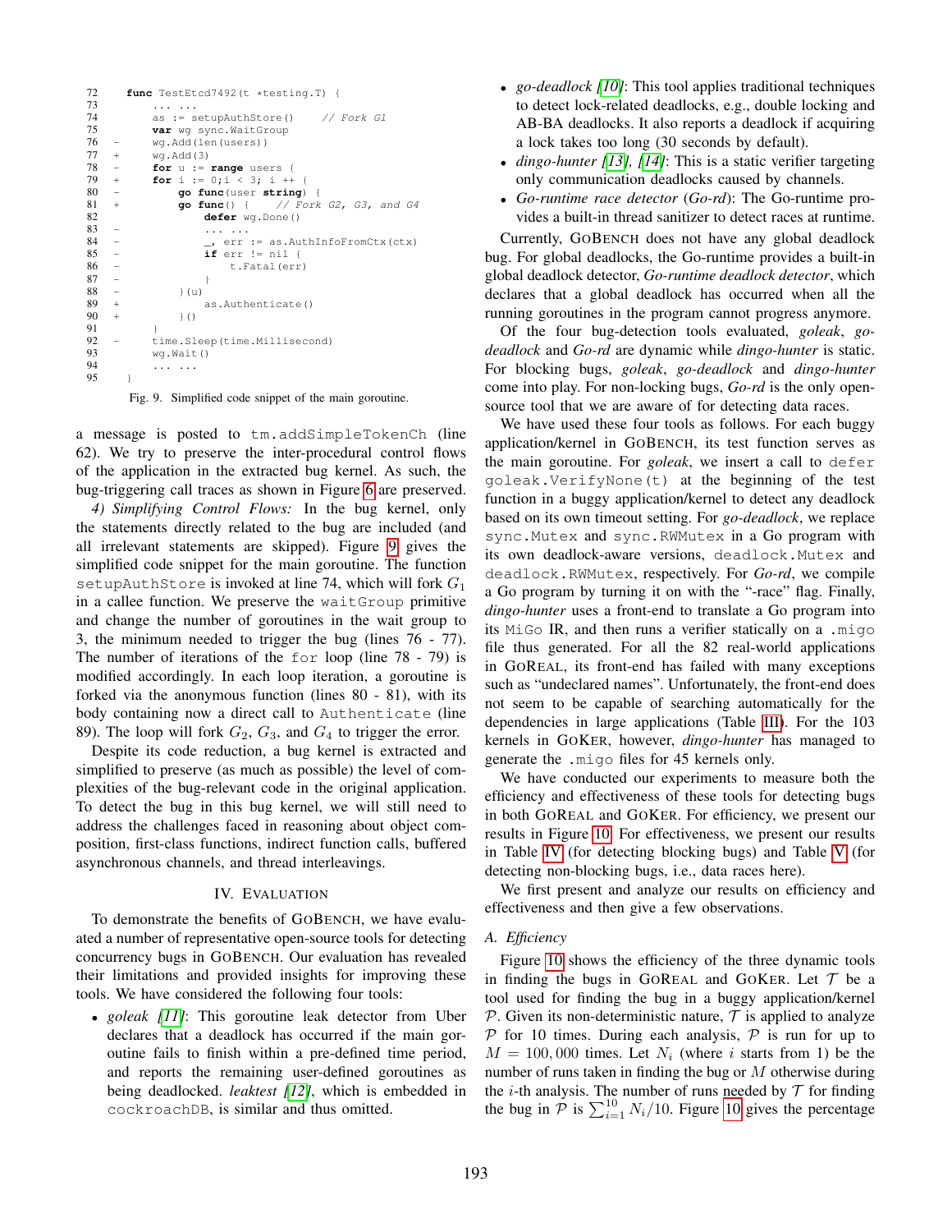```
72      func TestEtcd7492(t *testing.T) {
73          ... ...
74          as := setupAuthStore()    // Fork G1
75          var wg sync.WaitGroup
76   -      wg.Add(len(users))
77   +      wg.Add(3)
78   -      for u := range users {
79   +      for i := 0;i < 3; i ++ {
80   -          go func(user string) {
81   +          go func() {    // Fork G2, G3, and G4
82                  defer wg.Done()
83   -              ... ...
84   -              _, err := as.AuthInfoFromCtx(ctx)
85   -              if err != nil {
86   -                  t.Fatal(err)
87   -              }
88   -          }(u)
89   +              as.Authenticate()
90   +          }()
91          }
92   -      time.Sleep(time.Millisecond)
93          wg.Wait()
94          ... ...
95      }
```

Fig. 9. Simplified code snippet of the main goroutine.

a message is posted to `tm.addSimpleTokenCh` (line 62). We try to preserve the inter-procedural control flows of the application in the extracted bug kernel. As such, the bug-triggering call traces as shown in Figure 6 are preserved.

*4) Simplifying Control Flows:* In the bug kernel, only the statements directly related to the bug are included (and all irrelevant statements are skipped). Figure 9 gives the simplified code snippet for the main goroutine. The function `setupAuthStore` is invoked at line 74, which will fork $G_1$ in a callee function. We preserve the `waitGroup` primitive and change the number of goroutines in the wait group to 3, the minimum needed to trigger the bug (lines 76 - 77). The number of iterations of the `for` loop (line 78 - 79) is modified accordingly. In each loop iteration, a goroutine is forked via the anonymous function (lines 80 - 81), with its body containing now a direct call to `Authenticate` (line 89). The loop will fork $G_2$, $G_3$, and $G_4$ to trigger the error.

Despite its code reduction, a bug kernel is extracted and simplified to preserve (as much as possible) the level of complexities of the bug-relevant code in the original application. To detect the bug in this bug kernel, we will still need to address the challenges faced in reasoning about object composition, first-class functions, indirect function calls, buffered asynchronous channels, and thread interleavings.

## IV. Evaluation

To demonstrate the benefits of GoBench, we have evaluated a number of representative open-source tools for detecting concurrency bugs in GoBench. Our evaluation has revealed their limitations and provided insights for improving these tools. We have considered the following four tools:

- *goleak* [11]: This goroutine leak detector from Uber declares that a deadlock has occurred if the main goroutine fails to finish within a pre-defined time period, and reports the remaining user-defined goroutines as being deadlocked. *leaktest* [12], which is embedded in `cockroachDB`, is similar and thus omitted.
- *go-deadlock* [10]: This tool applies traditional techniques to detect lock-related deadlocks, e.g., double locking and AB-BA deadlocks. It also reports a deadlock if acquiring a lock takes too long (30 seconds by default).
- *dingo-hunter* [13], [14]: This is a static verifier targeting only communication deadlocks caused by channels.
- *Go-runtime race detector* (*Go-rd*): The Go-runtime provides a built-in thread sanitizer to detect races at runtime.

Currently, GoBench does not have any global deadlock bug. For global deadlocks, the Go-runtime provides a built-in global deadlock detector, *Go-runtime deadlock detector*, which declares that a global deadlock has occurred when all the running goroutines in the program cannot progress anymore.

Of the four bug-detection tools evaluated, *goleak*, *go-deadlock* and *Go-rd* are dynamic while *dingo-hunter* is static. For blocking bugs, *goleak*, *go-deadlock* and *dingo-hunter* come into play. For non-locking bugs, *Go-rd* is the only open-source tool that we are aware of for detecting data races.

We have used these four tools as follows. For each buggy application/kernel in GoBench, its test function serves as the main goroutine. For *goleak*, we insert a call to `defer goleak.VerifyNone(t)` at the beginning of the test function in a buggy application/kernel to detect any deadlock based on its own timeout setting. For *go-deadlock*, we replace `sync.Mutex` and `sync.RWMutex` in a Go program with its own deadlock-aware versions, `deadlock.Mutex` and `deadlock.RWMutex`, respectively. For *Go-rd*, we compile a Go program by turning it on with the "-race" flag. Finally, *dingo-hunter* uses a front-end to translate a Go program into its `MiGo` IR, and then runs a verifier statically on a `.migo` file thus generated. For all the 82 real-world applications in GoReal, its front-end has failed with many exceptions such as "undeclared names". Unfortunately, the front-end does not seem to be capable of searching automatically for the dependencies in large applications (Table III). For the 103 kernels in GoKer, however, *dingo-hunter* has managed to generate the `.migo` files for 45 kernels only.

We have conducted our experiments to measure both the efficiency and effectiveness of these tools for detecting bugs in both GoReal and GoKer. For efficiency, we present our results in Figure 10. For effectiveness, we present our results in Table IV (for detecting blocking bugs) and Table V (for detecting non-blocking bugs, i.e., data races here).

We first present and analyze our results on efficiency and effectiveness and then give a few observations.

### A. Efficiency

Figure 10 shows the efficiency of the three dynamic tools in finding the bugs in GoReal and GoKer. Let $\mathcal{T}$ be a tool used for finding the bug in a buggy application/kernel $\mathcal{P}$. Given its non-deterministic nature, $\mathcal{T}$ is applied to analyze $\mathcal{P}$ for 10 times. During each analysis, $\mathcal{P}$ is run for up to $M = 100,000$ times. Let $N_i$ (where $i$ starts from 1) be the number of runs taken in finding the bug or $M$ otherwise during the $i$-th analysis. The number of runs needed by $\mathcal{T}$ for finding the bug in $\mathcal{P}$ is $\sum_{i=1}^{10} N_i/10$. Figure 10 gives the percentage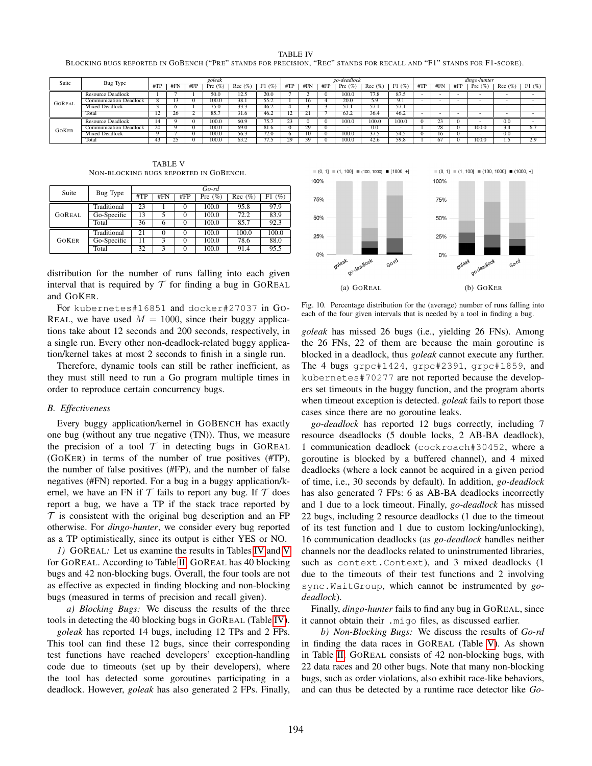TABLE IV
BLOCKING BUGS REPORTED IN GOBENCH ("PRE" STANDS FOR PRECISION, "REC" STANDS FOR RECALL AND "F1" STANDS FOR F1-SCORE).

| Suite | Bug Type | *goleak* | | | | | | *go-deadlock* | | | | | | *dingo-hunter* | | | | | |
|---|---|---|---|---|---|---|---|---|---|---|---|---|---|---|---|---|---|---|---|
| | | #TP | #FN | #FP | Pre (%) | Rec (%) | F1 (%) | #TP | #FN | #FP | Pre (%) | Rec (%) | F1 (%) | #TP | #FN | #FP | Pre (%) | Rec (%) | F1 (%) |
| GOREAL | Resource Deadlock | 1 | 7 | 1 | 50.0 | 12.5 | 20.0 | 7 | 2 | 0 | 100.0 | 77.8 | 87.5 | - | - | - | - | - | - |
| | Communication Deadlock | 8 | 13 | 0 | 100.0 | 38.1 | 55.2 | 1 | 16 | 4 | 20.0 | 5.9 | 9.1 | - | - | - | - | - | - |
| | Mixed Deadlock | 3 | 6 | 1 | 75.0 | 33.3 | 46.2 | 4 | 3 | 3 | 57.1 | 57.1 | 57.1 | - | - | - | - | - | - |
| | Total | 12 | 26 | 2 | 85.7 | 31.6 | 46.2 | 12 | 21 | 7 | 63.2 | 36.4 | 46.2 | - | - | - | - | - | - |
| GOKER | Resource Deadlock | 14 | 9 | 0 | 100.0 | 60.9 | 75.7 | 23 | 0 | 0 | 100.0 | 100.0 | 100.0 | 0 | 23 | 0 | - | 0.0 | - |
| | Communication Deadlock | 20 | 9 | 0 | 100.0 | 69.0 | 81.6 | 0 | 29 | 0 | - | 0.0 | - | 1 | 28 | 0 | 100.0 | 3.4 | 6.7 |
| | Mixed Deadlock | 9 | 7 | 0 | 100.0 | 56.3 | 72.0 | 6 | 10 | 0 | 100.0 | 37.5 | 54.5 | 0 | 16 | 0 | - | 0.0 | - |
| | Total | 43 | 25 | 0 | 100.0 | 63.2 | 77.5 | 29 | 39 | 0 | 100.0 | 42.6 | 59.8 | 1 | 67 | 0 | 100.0 | 1.5 | 2.9 |

TABLE V
NON-BLOCKING BUGS REPORTED IN GOBENCH.

| Suite | Bug Type | *Go-rd* | | | | | |
|---|---|---|---|---|---|---|---|
| | | #TP | #FN | #FP | Pre (%) | Rec (%) | F1 (%) |
| GOREAL | Traditional | 23 | 1 | 0 | 100.0 | 95.8 | 97.9 |
| | Go-Specific | 13 | 5 | 0 | 100.0 | 72.2 | 83.9 |
| | Total | 36 | 6 | 0 | 100.0 | 85.7 | 92.3 |
| GOKER | Traditional | 21 | 0 | 0 | 100.0 | 100.0 | 100.0 |
| | Go-Specific | 11 | 3 | 0 | 100.0 | 78.6 | 88.0 |
| | Total | 32 | 3 | 0 | 100.0 | 91.4 | 95.5 |

(a) GOREAL (b) GOKER

Fig. 10. Percentage distribution for the (average) number of runs falling into each of the four given intervals that is needed by a tool in finding a bug.

distribution for the number of runs falling into each given interval that is required by $\mathcal{T}$ for finding a bug in GOREAL and GOKER.

For `kubernetes#16851` and `docker#27037` in GOREAL, we have used $M = 1000$, since their buggy applications take about 12 seconds and 200 seconds, respectively, in a single run. Every other non-deadlock-related buggy application/kernel takes at most 2 seconds to finish in a single run.

Therefore, dynamic tools can still be rather inefficient, as they must still need to run a Go program multiple times in order to reproduce certain concurrency bugs.

### B. Effectiveness

Every buggy application/kernel in GOBENCH has exactly one bug (without any true negative (TN)). Thus, we measure the precision of a tool $\mathcal{T}$ in detecting bugs in GOREAL (GOKER) in terms of the number of true positives (#TP), the number of false positives (#FP), and the number of false negatives (#FN) reported. For a bug in a buggy application/kernel, we have an FN if $\mathcal{T}$ fails to report any bug. If $\mathcal{T}$ does report a bug, we have a TP if the stack trace reported by $\mathcal{T}$ is consistent with the original bug description and an FP otherwise. For *dingo-hunter*, we consider every bug reported as a TP optimistically, since its output is either YES or NO.

*1) GOREAL:* Let us examine the results in Tables IV and V for GOREAL. According to Table II, GOREAL has 40 blocking bugs and 42 non-blocking bugs. Overall, the four tools are not as effective as expected in finding blocking and non-blocking bugs (measured in terms of precision and recall given).

*a) Blocking Bugs:* We discuss the results of the three tools in detecting the 40 blocking bugs in GOREAL (Table IV).

*goleak* has reported 14 bugs, including 12 TPs and 2 FPs. This tool can find these 12 bugs, since their corresponding test functions have reached developers' exception-handling code due to timeouts (set up by their developers), where the tool has detected some goroutines participating in a deadlock. However, *goleak* has also generated 2 FPs. Finally, *goleak* has missed 26 bugs (i.e., yielding 26 FNs). Among the 26 FNs, 22 of them are because the main goroutine is blocked in a deadlock, thus *goleak* cannot execute any further. The 4 bugs `grpc#1424`, `grpc#2391`, `grpc#1859`, and `kubernetes#70277` are not reported because the developers set timeouts in the buggy function, and the program aborts when timeout exception is detected. *goleak* fails to report those cases since there are no goroutine leaks.

*go-deadlock* has reported 12 bugs correctly, including 7 resource dseadlocks (5 double locks, 2 AB-BA deadlock), 1 communication deadlock (`cockroach#30452`, where a goroutine is blocked by a buffered channel), and 4 mixed deadlocks (where a lock cannot be acquired in a given period of time, i.e., 30 seconds by default). In addition, *go-deadlock* has also generated 7 FPs: 6 as AB-BA deadlocks incorrectly and 1 due to a lock timeout. Finally, *go-deadlock* has missed 22 bugs, including 2 resource deadlocks (1 due to the timeout of its test function and 1 due to custom locking/unlocking), 16 communication deadlocks (as *go-deadlock* handles neither channels nor the deadlocks related to uninstrumented libraries, such as `context.Context`), and 3 mixed deadlocks (1 due to the timeouts of their test functions and 2 involving `sync.WaitGroup`, which cannot be instrumented by *go-deadlock*).

Finally, *dingo-hunter* fails to find any bug in GOREAL, since it cannot obtain their `.migo` files, as discussed earlier.

*b) Non-Blocking Bugs:* We discuss the results of *Go-rd* in finding the data races in GOREAL (Table V). As shown in Table II, GOREAL consists of 42 non-blocking bugs, with 22 data races and 20 other bugs. Note that many non-blocking bugs, such as order violations, also exhibit race-like behaviors, and can thus be detected by a runtime race detector like *Go-*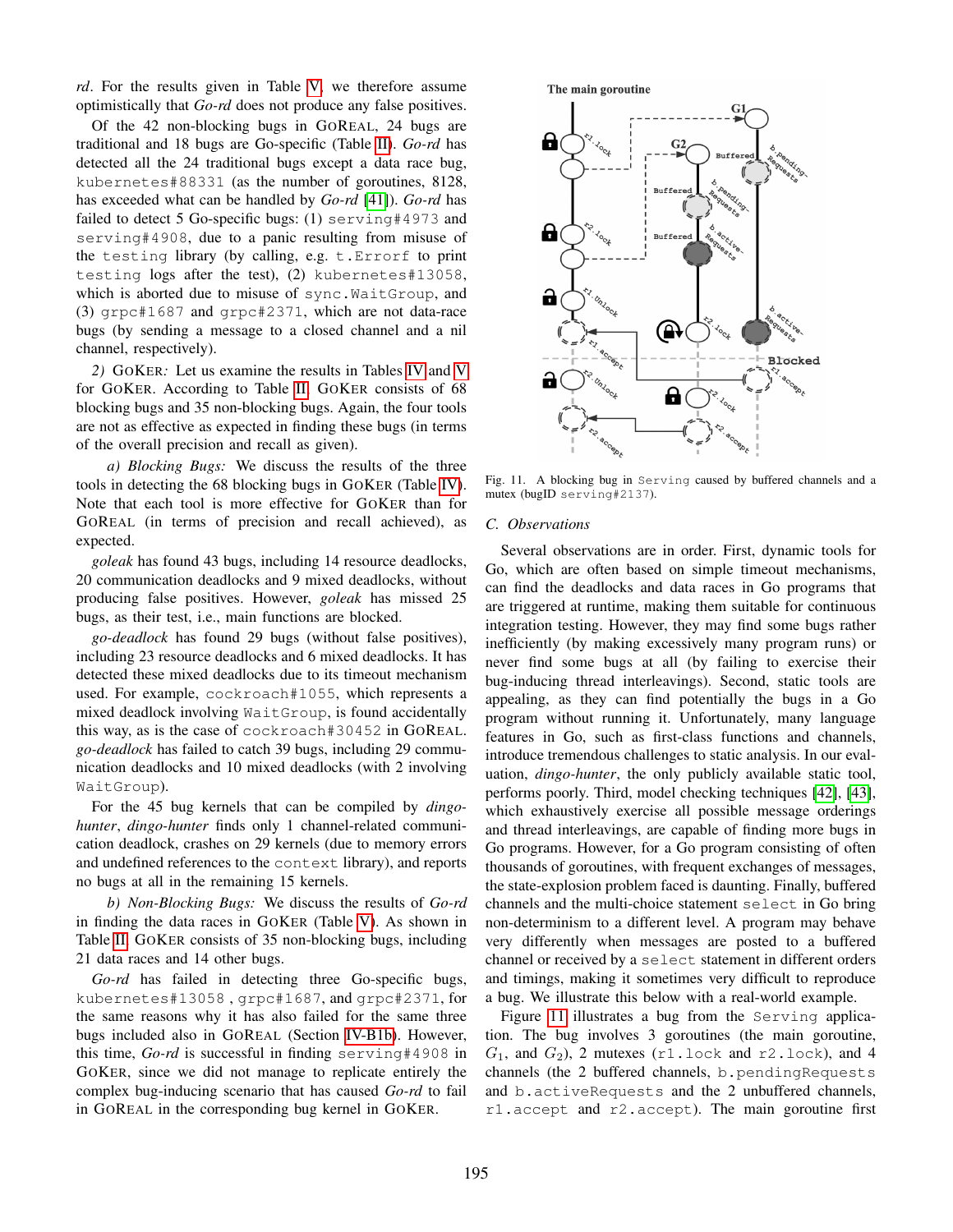*rd*. For the results given in Table V, we therefore assume optimistically that *Go-rd* does not produce any false positives.

Of the 42 non-blocking bugs in GoReal, 24 bugs are traditional and 18 bugs are Go-specific (Table II). *Go-rd* has detected all the 24 traditional bugs except a data race bug, kubernetes#88331 (as the number of goroutines, 8128, has exceeded what can be handled by *Go-rd* [41]). *Go-rd* has failed to detect 5 Go-specific bugs: (1) serving#4973 and serving#4908, due to a panic resulting from misuse of the testing library (by calling, e.g. t.Errorf to print testing logs after the test), (2) kubernetes#13058, which is aborted due to misuse of sync.WaitGroup, and (3) grpc#1687 and grpc#2371, which are not data-race bugs (by sending a message to a closed channel and a nil channel, respectively).

*2) GoKer:* Let us examine the results in Tables IV and V for GoKer. According to Table II, GoKer consists of 68 blocking bugs and 35 non-blocking bugs. Again, the four tools are not as effective as expected in finding these bugs (in terms of the overall precision and recall as given).

*a) Blocking Bugs:* We discuss the results of the three tools in detecting the 68 blocking bugs in GoKer (Table IV). Note that each tool is more effective for GoKer than for GoReal (in terms of precision and recall achieved), as expected.

*goleak* has found 43 bugs, including 14 resource deadlocks, 20 communication deadlocks and 9 mixed deadlocks, without producing false positives. However, *goleak* has missed 25 bugs, as their test, i.e., main functions are blocked.

*go-deadlock* has found 29 bugs (without false positives), including 23 resource deadlocks and 6 mixed deadlocks. It has detected these mixed deadlocks due to its timeout mechanism used. For example, cockroach#1055, which represents a mixed deadlock involving WaitGroup, is found accidentally this way, as is the case of cockroach#30452 in GoReal. *go-deadlock* has failed to catch 39 bugs, including 29 communication deadlocks and 10 mixed deadlocks (with 2 involving WaitGroup).

For the 45 bug kernels that can be compiled by *dingo-hunter*, *dingo-hunter* finds only 1 channel-related communication deadlock, crashes on 29 kernels (due to memory errors and undefined references to the context library), and reports no bugs at all in the remaining 15 kernels.

*b) Non-Blocking Bugs:* We discuss the results of *Go-rd* in finding the data races in GoKer (Table V). As shown in Table II, GoKer consists of 35 non-blocking bugs, including 21 data races and 14 other bugs.

*Go-rd* has failed in detecting three Go-specific bugs, kubernetes#13058 , grpc#1687, and grpc#2371, for the same reasons why it has also failed for the same three bugs included also in GoReal (Section IV-B1b). However, this time, *Go-rd* is successful in finding serving#4908 in GoKer, since we did not manage to replicate entirely the complex bug-inducing scenario that has caused *Go-rd* to fail in GoReal in the corresponding bug kernel in GoKer.

Fig. 11. A blocking bug in Serving caused by buffered channels and a mutex (bugID serving#2137).

### C. Observations

Several observations are in order. First, dynamic tools for Go, which are often based on simple timeout mechanisms, can find the deadlocks and data races in Go programs that are triggered at runtime, making them suitable for continuous integration testing. However, they may find some bugs rather inefficiently (by making excessively many program runs) or never find some bugs at all (by failing to exercise their bug-inducing thread interleavings). Second, static tools are appealing, as they can find potentially the bugs in a Go program without running it. Unfortunately, many language features in Go, such as first-class functions and channels, introduce tremendous challenges to static analysis. In our evaluation, *dingo-hunter*, the only publicly available static tool, performs poorly. Third, model checking techniques [42], [43], which exhaustively exercise all possible message orderings and thread interleavings, are capable of finding more bugs in Go programs. However, for a Go program consisting of often thousands of goroutines, with frequent exchanges of messages, the state-explosion problem faced is daunting. Finally, buffered channels and the multi-choice statement select in Go bring non-determinism to a different level. A program may behave very differently when messages are posted to a buffered channel or received by a select statement in different orders and timings, making it sometimes very difficult to reproduce a bug. We illustrate this below with a real-world example.

Figure 11 illustrates a bug from the Serving application. The bug involves 3 goroutines (the main goroutine, $G_1$, and $G_2$), 2 mutexes (r1.lock and r2.lock), and 4 channels (the 2 buffered channels, b.pendingRequests and b.activeRequests and the 2 unbuffered channels, r1.accept and r2.accept). The main goroutine first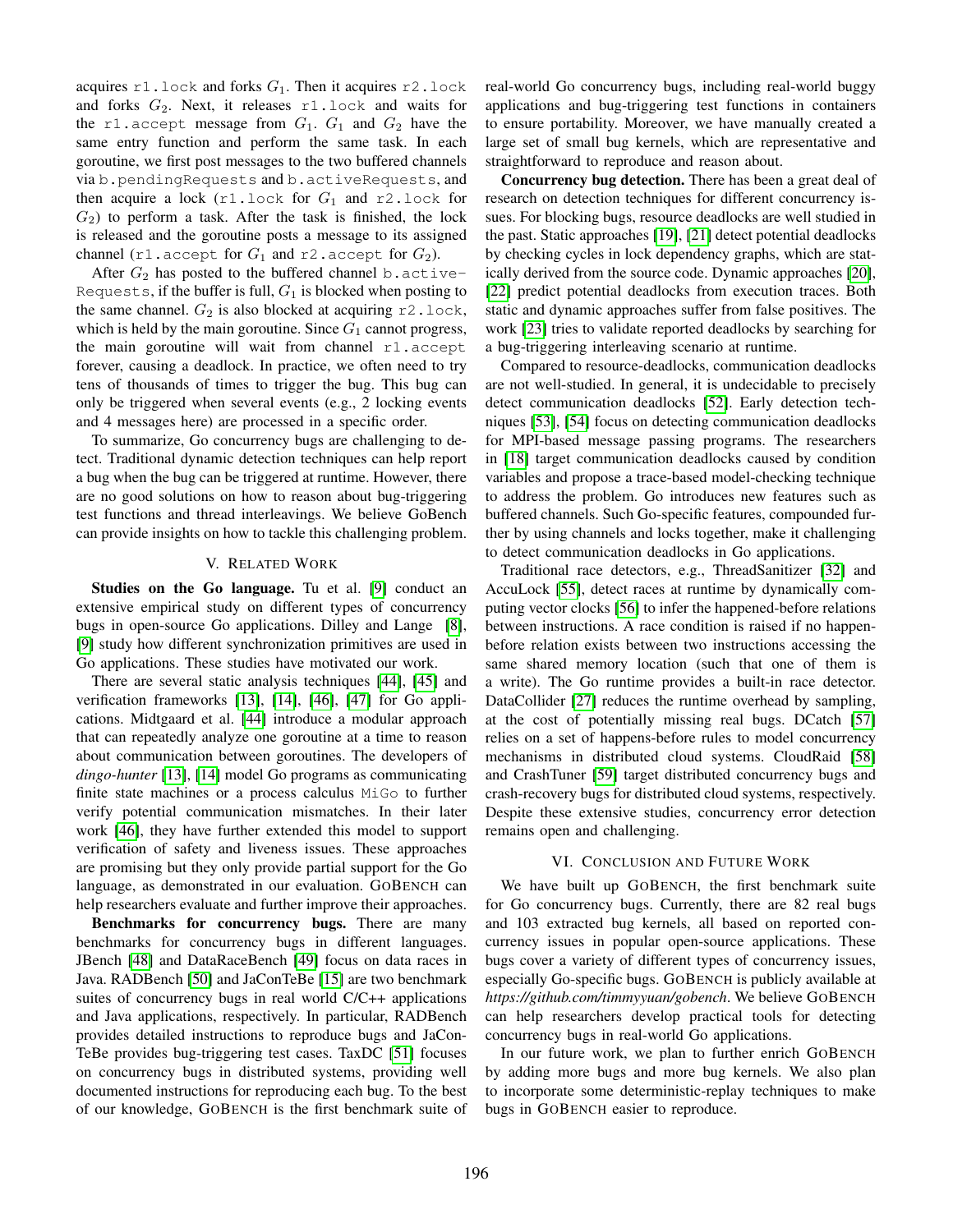acquires `r1.lock` and forks $G_1$. Then it acquires `r2.lock` and forks $G_2$. Next, it releases `r1.lock` and waits for the `r1.accept` message from $G_1$. $G_1$ and $G_2$ have the same entry function and perform the same task. In each goroutine, we first post messages to the two buffered channels via `b.pendingRequests` and `b.activeRequests`, and then acquire a lock (`r1.lock` for $G_1$ and `r2.lock` for $G_2$) to perform a task. After the task is finished, the lock is released and the goroutine posts a message to its assigned channel (`r1.accept` for $G_1$ and `r2.accept` for $G_2$).

After $G_2$ has posted to the buffered channel `b.activeRequests`, if the buffer is full, $G_1$ is blocked when posting to the same channel. $G_2$ is also blocked at acquiring `r2.lock`, which is held by the main goroutine. Since $G_1$ cannot progress, the main goroutine will wait from channel `r1.accept` forever, causing a deadlock. In practice, we often need to try tens of thousands of times to trigger the bug. This bug can only be triggered when several events (e.g., 2 locking events and 4 messages here) are processed in a specific order.

To summarize, Go concurrency bugs are challenging to detect. Traditional dynamic detection techniques can help report a bug when the bug can be triggered at runtime. However, there are no good solutions on how to reason about bug-triggering test functions and thread interleavings. We believe GoBench can provide insights on how to tackle this challenging problem.

## V. Related Work

**Studies on the Go language.** Tu et al. [9] conduct an extensive empirical study on different types of concurrency bugs in open-source Go applications. Dilley and Lange [8], [9] study how different synchronization primitives are used in Go applications. These studies have motivated our work.

There are several static analysis techniques [44], [45] and verification frameworks [13], [14], [46], [47] for Go applications. Midtgaard et al. [44] introduce a modular approach that can repeatedly analyze one goroutine at a time to reason about communication between goroutines. The developers of *dingo-hunter* [13], [14] model Go programs as communicating finite state machines or a process calculus `MiGo` to further verify potential communication mismatches. In their later work [46], they have further extended this model to support verification of safety and liveness issues. These approaches are promising but they only provide partial support for the Go language, as demonstrated in our evaluation. GoBench can help researchers evaluate and further improve their approaches.

**Benchmarks for concurrency bugs.** There are many benchmarks for concurrency bugs in different languages. JBench [48] and DataRaceBench [49] focus on data races in Java. RADBench [50] and JaConTeBe [15] are two benchmark suites of concurrency bugs in real world C/C++ applications and Java applications, respectively. In particular, RADBench provides detailed instructions to reproduce bugs and JaConTeBe provides bug-triggering test cases. TaxDC [51] focuses on concurrency bugs in distributed systems, providing well documented instructions for reproducing each bug. To the best of our knowledge, GoBench is the first benchmark suite of real-world Go concurrency bugs, including real-world buggy applications and bug-triggering test functions in containers to ensure portability. Moreover, we have manually created a large set of small bug kernels, which are representative and straightforward to reproduce and reason about.

**Concurrency bug detection.** There has been a great deal of research on detection techniques for different concurrency issues. For blocking bugs, resource deadlocks are well studied in the past. Static approaches [19], [21] detect potential deadlocks by checking cycles in lock dependency graphs, which are statically derived from the source code. Dynamic approaches [20], [22] predict potential deadlocks from execution traces. Both static and dynamic approaches suffer from false positives. The work [23] tries to validate reported deadlocks by searching for a bug-triggering interleaving scenario at runtime.

Compared to resource-deadlocks, communication deadlocks are not well-studied. In general, it is undecidable to precisely detect communication deadlocks [52]. Early detection techniques [53], [54] focus on detecting communication deadlocks for MPI-based message passing programs. The researchers in [18] target communication deadlocks caused by condition variables and propose a trace-based model-checking technique to address the problem. Go introduces new features such as buffered channels. Such Go-specific features, compounded further by using channels and locks together, make it challenging to detect communication deadlocks in Go applications.

Traditional race detectors, e.g., ThreadSanitizer [32] and AccuLock [55], detect races at runtime by dynamically computing vector clocks [56] to infer the happened-before relations between instructions. A race condition is raised if no happen-before relation exists between two instructions accessing the same shared memory location (such that one of them is a write). The Go runtime provides a built-in race detector. DataCollider [27] reduces the runtime overhead by sampling, at the cost of potentially missing real bugs. DCatch [57] relies on a set of happens-before rules to model concurrency mechanisms in distributed cloud systems. CloudRaid [58] and CrashTuner [59] target distributed concurrency bugs and crash-recovery bugs for distributed cloud systems, respectively. Despite these extensive studies, concurrency error detection remains open and challenging.

## VI. Conclusion and Future Work

We have built up GoBench, the first benchmark suite for Go concurrency bugs. Currently, there are 82 real bugs and 103 extracted bug kernels, all based on reported concurrency issues in popular open-source applications. These bugs cover a variety of different types of concurrency issues, especially Go-specific bugs. GoBench is publicly available at *https://github.com/timmyyuan/gobench*. We believe GoBench can help researchers develop practical tools for detecting concurrency bugs in real-world Go applications.

In our future work, we plan to further enrich GoBench by adding more bugs and more bug kernels. We also plan to incorporate some deterministic-replay techniques to make bugs in GoBench easier to reproduce.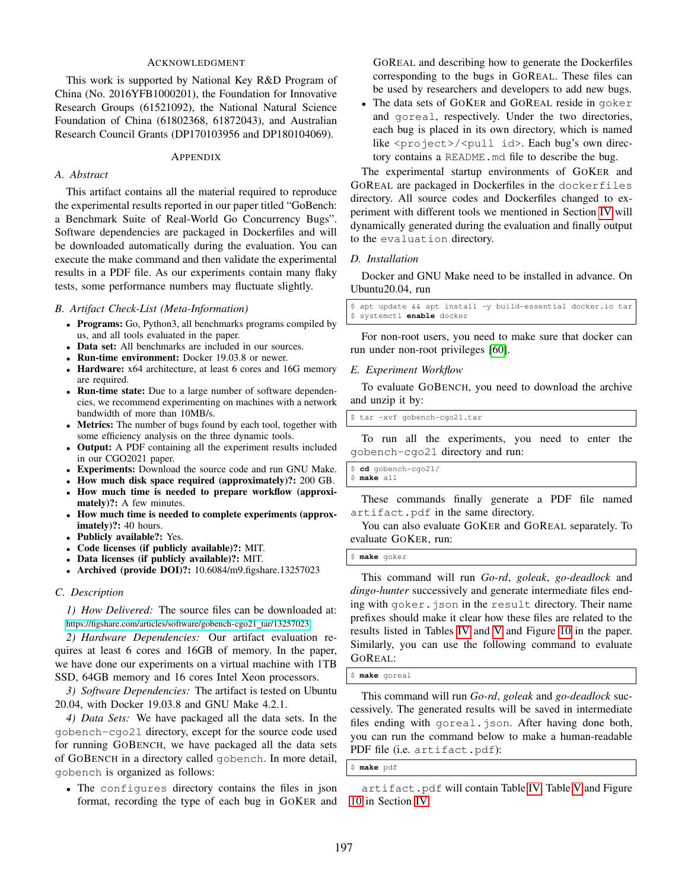## Acknowledgment

This work is supported by National Key R&D Program of China (No. 2016YFB1000201), the Foundation for Innovative Research Groups (61521092), the National Natural Science Foundation of China (61802368, 61872043), and Australian Research Council Grants (DP170103956 and DP180104069).

## Appendix

### A. Abstract

This artifact contains all the material required to reproduce the experimental results reported in our paper titled "GoBench: a Benchmark Suite of Real-World Go Concurrency Bugs". Software dependencies are packaged in Dockerfiles and will be downloaded automatically during the evaluation. You can execute the make command and then validate the experimental results in a PDF file. As our experiments contain many flaky tests, some performance numbers may fluctuate slightly.

### B. Artifact Check-List (Meta-Information)

- **Programs:** Go, Python3, all benchmarks programs compiled by us, and all tools evaluated in the paper.
- **Data set:** All benchmarks are included in our sources.
- **Run-time environment:** Docker 19.03.8 or newer.
- **Hardware:** x64 architecture, at least 6 cores and 16G memory are required.
- **Run-time state:** Due to a large number of software dependencies, we recommend experimenting on machines with a network bandwidth of more than 10MB/s.
- **Metrics:** The number of bugs found by each tool, together with some efficiency analysis on the three dynamic tools.
- **Output:** A PDF containing all the experiment results included in our CGO2021 paper.
- **Experiments:** Download the source code and run GNU Make.
- **How much disk space required (approximately)?:** 200 GB.
- **How much time is needed to prepare workflow (approximately)?:** A few minutes.
- **How much time is needed to complete experiments (approximately)?:** 40 hours.
- **Publicly available?:** Yes.
- **Code licenses (if publicly available)?:** MIT.
- **Data licenses (if publicly available)?:** MIT.
- **Archived (provide DOI)?:** 10.6084/m9.figshare.13257023

### C. Description

*1) How Delivered:* The source files can be downloaded at: https://figshare.com/articles/software/gobench-cgo21_tar/13257023

*2) Hardware Dependencies:* Our artifact evaluation requires at least 6 cores and 16GB of memory. In the paper, we have done our experiments on a virtual machine with 1TB SSD, 64GB memory and 16 cores Intel Xeon processors.

*3) Software Dependencies:* The artifact is tested on Ubuntu 20.04, with Docker 19.03.8 and GNU Make 4.2.1.

*4) Data Sets:* We have packaged all the data sets. In the `gobench-cgo21` directory, except for the source code used for running GoBench, we have packaged all the data sets of GoBench in a directory called `gobench`. In more detail, `gobench` is organized as follows:

- The `configures` directory contains the files in json format, recording the type of each bug in GoKer and GoReal and describing how to generate the Dockerfiles corresponding to the bugs in GoReal. These files can be used by researchers and developers to add new bugs.
- The data sets of GoKer and GoReal reside in `goker` and `goreal`, respectively. Under the two directories, each bug is placed in its own directory, which is named like `<project>/<pull id>`. Each bug's own directory contains a `README.md` file to describe the bug.

The experimental startup environments of GoKer and GoReal are packaged in Dockerfiles in the `dockerfiles` directory. All source codes and Dockerfiles changed to experiment with different tools we mentioned in Section IV will dynamically generated during the evaluation and finally output to the `evaluation` directory.

### D. Installation

Docker and GNU Make need to be installed in advance. On Ubuntu20.04, run

```
$ apt update && apt install -y build-essential docker.io tar
$ systemctl enable docker
```

For non-root users, you need to make sure that docker can run under non-root privileges [60].

### E. Experiment Workflow

To evaluate GoBench, you need to download the archive and unzip it by:

```
$ tar -xvf gobench-cgo21.tar
```

To run all the experiments, you need to enter the `gobench-cgo21` directory and run:

```
$ cd gobench-cgo21/
$ make all
```

These commands finally generate a PDF file named `artifact.pdf` in the same directory.

You can also evaluate GoKer and GoReal separately. To evaluate GoKer, run:

```
$ make goker
```

This command will run *Go-rd*, *goleak*, *go-deadlock* and *dingo-hunter* successively and generate intermediate files ending with `goker.json` in the `result` directory. Their name prefixes should make it clear how these files are related to the results listed in Tables IV and V and Figure 10 in the paper. Similarly, you can use the following command to evaluate GoReal:

```
$ make goreal
```

This command will run *Go-rd*, *goleak* and *go-deadlock* successively. The generated results will be saved in intermediate files ending with `goreal.json`. After having done both, you can run the command below to make a human-readable PDF file (i.e. `artifact.pdf`):

```
$ make pdf
```

`artifact.pdf` will contain Table IV, Table V and Figure 10 in Section IV.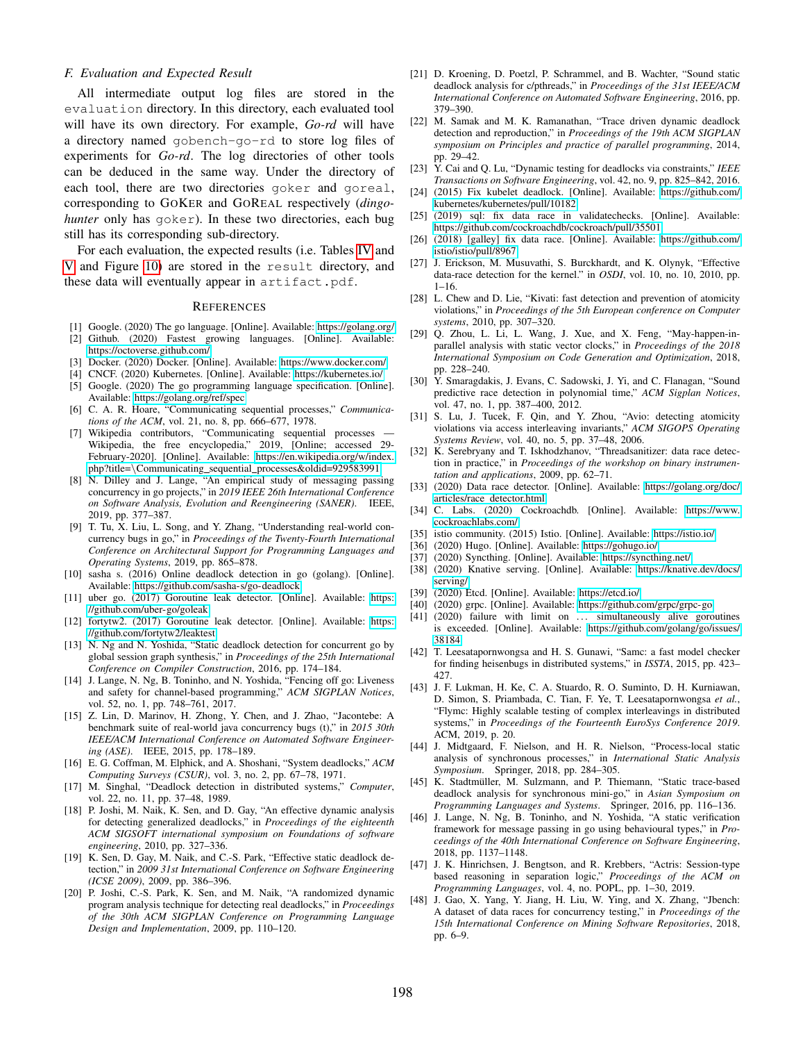### F. Evaluation and Expected Result

All intermediate output log files are stored in the `evaluation` directory. In this directory, each evaluated tool will have its own directory. For example, *Go-rd* will have a directory named `gobench-go-rd` to store log files of experiments for *Go-rd*. The log directories of other tools can be deduced in the same way. Under the directory of each tool, there are two directories `goker` and `goreal`, corresponding to GoKer and GoReal respectively (*dingo-hunter* only has `goker`). In these two directories, each bug still has its corresponding sub-directory.

For each evaluation, the expected results (i.e. Tables IV and V and Figure 10) are stored in the `result` directory, and these data will eventually appear in `artifact.pdf`.

## References

[1] Google. (2020) The go language. [Online]. Available: https://golang.org/

[2] Github. (2020) Fastest growing languages. [Online]. Available: https://octoverse.github.com/

[3] Docker. (2020) Docker. [Online]. Available: https://www.docker.com/

[4] CNCF. (2020) Kubernetes. [Online]. Available: https://kubernetes.io/

[5] Google. (2020) The go programming language specification. [Online]. Available: https://golang.org/ref/spec

[6] C. A. R. Hoare, "Communicating sequential processes," *Communications of the ACM*, vol. 21, no. 8, pp. 666–677, 1978.

[7] Wikipedia contributors, "Communicating sequential processes — Wikipedia, the free encyclopedia," 2019, [Online; accessed 29-February-2020]. [Online]. Available: https://en.wikipedia.org/w/index.php?title=\Communicating_sequential_processes&oldid=929583991

[8] N. Dilley and J. Lange, "An empirical study of messaging passing concurrency in go projects," in *2019 IEEE 26th International Conference on Software Analysis, Evolution and Reengineering (SANER)*. IEEE, 2019, pp. 377–387.

[9] T. Tu, X. Liu, L. Song, and Y. Zhang, "Understanding real-world concurrency bugs in go," in *Proceedings of the Twenty-Fourth International Conference on Architectural Support for Programming Languages and Operating Systems*, 2019, pp. 865–878.

[10] sasha s. (2016) Online deadlock detection in go (golang). [Online]. Available: https://github.com/sasha-s/go-deadlock

[11] uber go. (2017) Goroutine leak detector. [Online]. Available: https://github.com/uber-go/goleak

[12] fortytw2. (2017) Goroutine leak detector. [Online]. Available: https://github.com/fortytw2/leaktest

[13] N. Ng and N. Yoshida, "Static deadlock detection for concurrent go by global session graph synthesis," in *Proceedings of the 25th International Conference on Compiler Construction*, 2016, pp. 174–184.

[14] J. Lange, N. Ng, B. Toninho, and N. Yoshida, "Fencing off go: Liveness and safety for channel-based programming," *ACM SIGPLAN Notices*, vol. 52, no. 1, pp. 748–761, 2017.

[15] Z. Lin, D. Marinov, H. Zhong, Y. Chen, and J. Zhao, "Jacontebe: A benchmark suite of real-world java concurrency bugs (t)," in *2015 30th IEEE/ACM International Conference on Automated Software Engineering (ASE)*. IEEE, 2015, pp. 178–189.

[16] E. G. Coffman, M. Elphick, and A. Shoshani, "System deadlocks," *ACM Computing Surveys (CSUR)*, vol. 3, no. 2, pp. 67–78, 1971.

[17] M. Singhal, "Deadlock detection in distributed systems," *Computer*, vol. 22, no. 11, pp. 37–48, 1989.

[18] P. Joshi, M. Naik, K. Sen, and D. Gay, "An effective dynamic analysis for detecting generalized deadlocks," in *Proceedings of the eighteenth ACM SIGSOFT international symposium on Foundations of software engineering*, 2010, pp. 327–336.

[19] K. Sen, D. Gay, M. Naik, and C.-S. Park, "Effective static deadlock detection," in *2009 31st International Conference on Software Engineering (ICSE 2009)*, 2009, pp. 386–396.

[20] P. Joshi, C.-S. Park, K. Sen, and M. Naik, "A randomized dynamic program analysis technique for detecting real deadlocks," in *Proceedings of the 30th ACM SIGPLAN Conference on Programming Language Design and Implementation*, 2009, pp. 110–120.

[21] D. Kroening, D. Poetzl, P. Schrammel, and B. Wachter, "Sound static deadlock analysis for c/pthreads," in *Proceedings of the 31st IEEE/ACM International Conference on Automated Software Engineering*, 2016, pp. 379–390.

[22] M. Samak and M. K. Ramanathan, "Trace driven dynamic deadlock detection and reproduction," in *Proceedings of the 19th ACM SIGPLAN symposium on Principles and practice of parallel programming*, 2014, pp. 29–42.

[23] Y. Cai and Q. Lu, "Dynamic testing for deadlocks via constraints," *IEEE Transactions on Software Engineering*, vol. 42, no. 9, pp. 825–842, 2016.

[24] (2015) Fix kubelet deadlock. [Online]. Available: https://github.com/kubernetes/kubernetes/pull/10182

[25] (2019) sql: fix data race in validatechecks. [Online]. Available: https://github.com/cockroachdb/cockroach/pull/35501

[26] (2018) [galley] fix data race. [Online]. Available: https://github.com/istio/istio/pull/8967

[27] J. Erickson, M. Musuvathi, S. Burckhardt, and K. Olynyk, "Effective data-race detection for the kernel." in *OSDI*, vol. 10, no. 10, 2010, pp. 1–16.

[28] L. Chew and D. Lie, "Kivati: fast detection and prevention of atomicity violations," in *Proceedings of the 5th European conference on Computer systems*, 2010, pp. 307–320.

[29] Q. Zhou, L. Li, L. Wang, J. Xue, and X. Feng, "May-happen-in-parallel analysis with static vector clocks," in *Proceedings of the 2018 International Symposium on Code Generation and Optimization*, 2018, pp. 228–240.

[30] Y. Smaragdakis, J. Evans, C. Sadowski, J. Yi, and C. Flanagan, "Sound predictive race detection in polynomial time," *ACM Sigplan Notices*, vol. 47, no. 1, pp. 387–400, 2012.

[31] S. Lu, J. Tucek, F. Qin, and Y. Zhou, "Avio: detecting atomicity violations via access interleaving invariants," *ACM SIGOPS Operating Systems Review*, vol. 40, no. 5, pp. 37–48, 2006.

[32] K. Serebryany and T. Iskhodzhanov, "Threadsanitizer: data race detection in practice," in *Proceedings of the workshop on binary instrumentation and applications*, 2009, pp. 62–71.

[33] (2020) Data race detector. [Online]. Available: https://golang.org/doc/articles/race_detector.html

[34] C. Labs. (2020) Cockroachdb. [Online]. Available: https://www.cockroachlabs.com/

[35] istio community. (2015) Istio. [Online]. Available: https://istio.io/

[36] (2020) Hugo. [Online]. Available: https://gohugo.io/

[37] (2020) Syncthing. [Online]. Available: https://syncthing.net/

[38] (2020) Knative serving. [Online]. Available: https://knative.dev/docs/serving/

[39] (2020) Etcd. [Online]. Available: https://etcd.io/

[40] (2020) grpc. [Online]. Available: https://github.com/grpc/grpc-go

[41] (2020) failure with limit on ... simultaneously alive goroutines is exceeded. [Online]. Available: https://github.com/golang/go/issues/38184

[42] T. Leesatapornwongsa and H. S. Gunawi, "Samc: a fast model checker for finding heisenbugs in distributed systems," in *ISSTA*, 2015, pp. 423–427.

[43] J. F. Lukman, H. Ke, C. A. Stuardo, R. O. Suminto, D. H. Kurniawan, D. Simon, S. Priambada, C. Tian, F. Ye, T. Leesatapornwongsa *et al.*, "Flymc: Highly scalable testing of complex interleavings in distributed systems," in *Proceedings of the Fourteenth EuroSys Conference 2019*. ACM, 2019, p. 20.

[44] J. Midtgaard, F. Nielson, and H. R. Nielson, "Process-local static analysis of synchronous processes," in *International Static Analysis Symposium*. Springer, 2018, pp. 284–305.

[45] K. Stadtmüller, M. Sulzmann, and P. Thiemann, "Static trace-based deadlock analysis for synchronous mini-go," in *Asian Symposium on Programming Languages and Systems*. Springer, 2016, pp. 116–136.

[46] J. Lange, N. Ng, B. Toninho, and N. Yoshida, "A static verification framework for message passing in go using behavioural types," in *Proceedings of the 40th International Conference on Software Engineering*, 2018, pp. 1137–1148.

[47] J. K. Hinrichsen, J. Bengtson, and R. Krebbers, "Actris: Session-type based reasoning in separation logic," *Proceedings of the ACM on Programming Languages*, vol. 4, no. POPL, pp. 1–30, 2019.

[48] J. Gao, X. Yang, Y. Jiang, H. Liu, W. Ying, and X. Zhang, "Jbench: A dataset of data races for concurrency testing," in *Proceedings of the 15th International Conference on Mining Software Repositories*, 2018, pp. 6–9.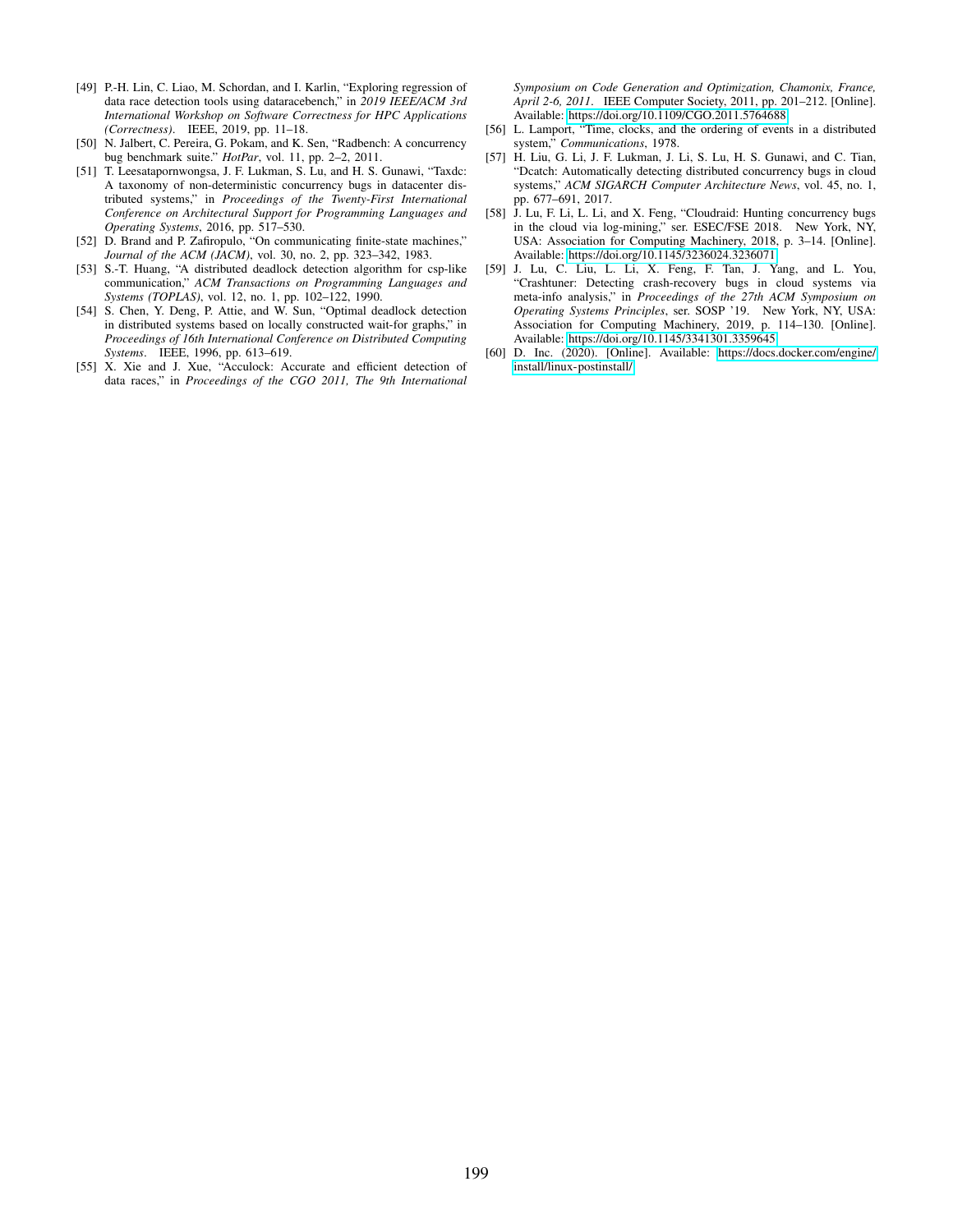[49] P.-H. Lin, C. Liao, M. Schordan, and I. Karlin, "Exploring regression of data race detection tools using dataracebench," in *2019 IEEE/ACM 3rd International Workshop on Software Correctness for HPC Applications (Correctness)*. IEEE, 2019, pp. 11–18.

[50] N. Jalbert, C. Pereira, G. Pokam, and K. Sen, "Radbench: A concurrency bug benchmark suite." *HotPar*, vol. 11, pp. 2–2, 2011.

[51] T. Leesatapornwongsa, J. F. Lukman, S. Lu, and H. S. Gunawi, "Taxdc: A taxonomy of non-deterministic concurrency bugs in datacenter distributed systems," in *Proceedings of the Twenty-First International Conference on Architectural Support for Programming Languages and Operating Systems*, 2016, pp. 517–530.

[52] D. Brand and P. Zafiropulo, "On communicating finite-state machines," *Journal of the ACM (JACM)*, vol. 30, no. 2, pp. 323–342, 1983.

[53] S.-T. Huang, "A distributed deadlock detection algorithm for csp-like communication," *ACM Transactions on Programming Languages and Systems (TOPLAS)*, vol. 12, no. 1, pp. 102–122, 1990.

[54] S. Chen, Y. Deng, P. Attie, and W. Sun, "Optimal deadlock detection in distributed systems based on locally constructed wait-for graphs," in *Proceedings of 16th International Conference on Distributed Computing Systems*. IEEE, 1996, pp. 613–619.

[55] X. Xie and J. Xue, "Acculock: Accurate and efficient detection of data races," in *Proceedings of the CGO 2011, The 9th International Symposium on Code Generation and Optimization, Chamonix, France, April 2-6, 2011*. IEEE Computer Society, 2011, pp. 201–212. [Online]. Available: https://doi.org/10.1109/CGO.2011.5764688

[56] L. Lamport, "Time, clocks, and the ordering of events in a distributed system," *Communications*, 1978.

[57] H. Liu, G. Li, J. F. Lukman, J. Li, S. Lu, H. S. Gunawi, and C. Tian, "Dcatch: Automatically detecting distributed concurrency bugs in cloud systems," *ACM SIGARCH Computer Architecture News*, vol. 45, no. 1, pp. 677–691, 2017.

[58] J. Lu, F. Li, L. Li, and X. Feng, "Cloudraid: Hunting concurrency bugs in the cloud via log-mining," ser. ESEC/FSE 2018. New York, NY, USA: Association for Computing Machinery, 2018, p. 3–14. [Online]. Available: https://doi.org/10.1145/3236024.3236071

[59] J. Lu, C. Liu, L. Li, X. Feng, F. Tan, J. Yang, and L. You, "Crashtuner: Detecting crash-recovery bugs in cloud systems via meta-info analysis," in *Proceedings of the 27th ACM Symposium on Operating Systems Principles*, ser. SOSP '19. New York, NY, USA: Association for Computing Machinery, 2019, p. 114–130. [Online]. Available: https://doi.org/10.1145/3341301.3359645

[60] D. Inc. (2020). [Online]. Available: https://docs.docker.com/engine/install/linux-postinstall/